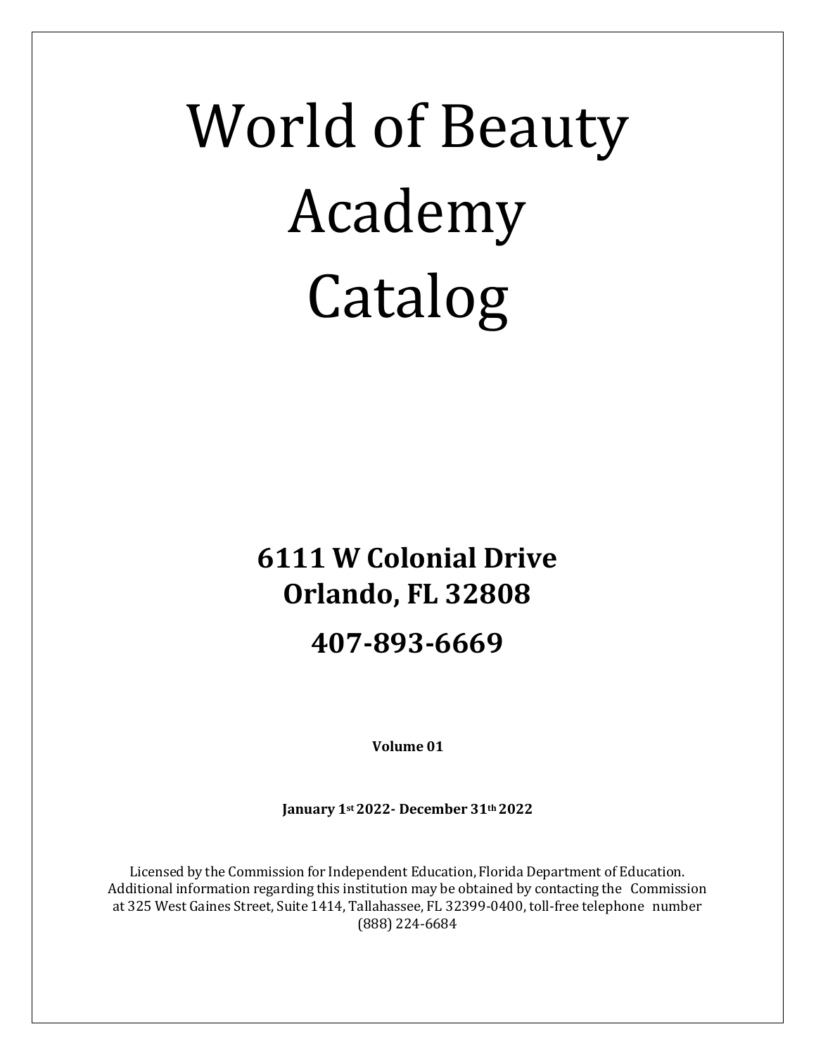# World of Beauty Academy Catalog

**6111 W Colonial Drive**
**Orlando, FL 32808**

**407-893-6669**

**Volume 01**

**January 1st 2022- December 31th 2022**

Licensed by the Commission for Independent Education, Florida Department of Education. Additional information regarding this institution may be obtained by contacting the Commission at 325 West Gaines Street, Suite 1414, Tallahassee, FL 32399-0400, toll-free telephone number (888) 224-6684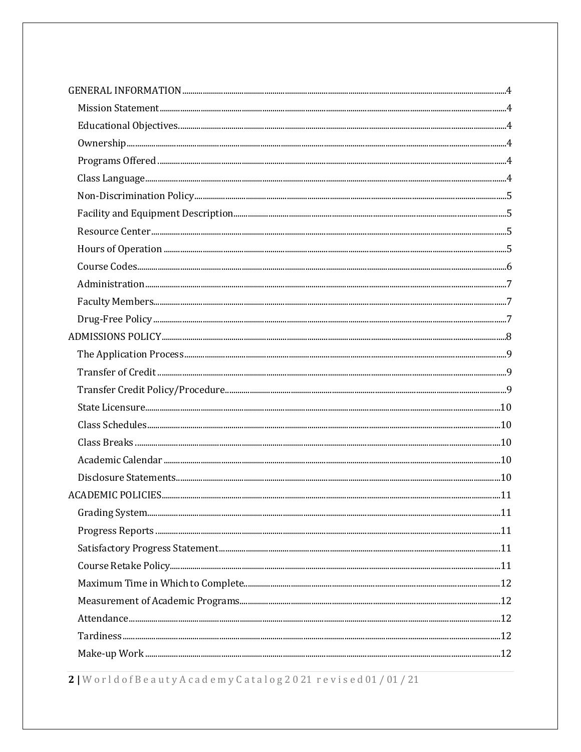GENERAL INFORMATION .......... 4
- Mission Statement .......... 4
- Educational Objectives .......... 4
- Ownership .......... 4
- Programs Offered .......... 4
- Class Language .......... 4
- Non-Discrimination Policy .......... 5
- Facility and Equipment Description .......... 5
- Resource Center .......... 5
- Hours of Operation .......... 5
- Course Codes .......... 6
- Administration .......... 7
- Faculty Members .......... 7
- Drug-Free Policy .......... 7

ADMISSIONS POLICY .......... 8
- The Application Process .......... 9
- Transfer of Credit .......... 9
- Transfer Credit Policy/Procedure .......... 9
- State Licensure .......... 10
- Class Schedules .......... 10
- Class Breaks .......... 10
- Academic Calendar .......... 10
- Disclosure Statements .......... 10

ACADEMIC POLICIES .......... 11
- Grading System .......... 11
- Progress Reports .......... 11
- Satisfactory Progress Statement .......... 11
- Course Retake Policy .......... 11
- Maximum Time in Which to Complete .......... 12
- Measurement of Academic Programs .......... 12
- Attendance .......... 12
- Tardiness .......... 12
- Make-up Work .......... 12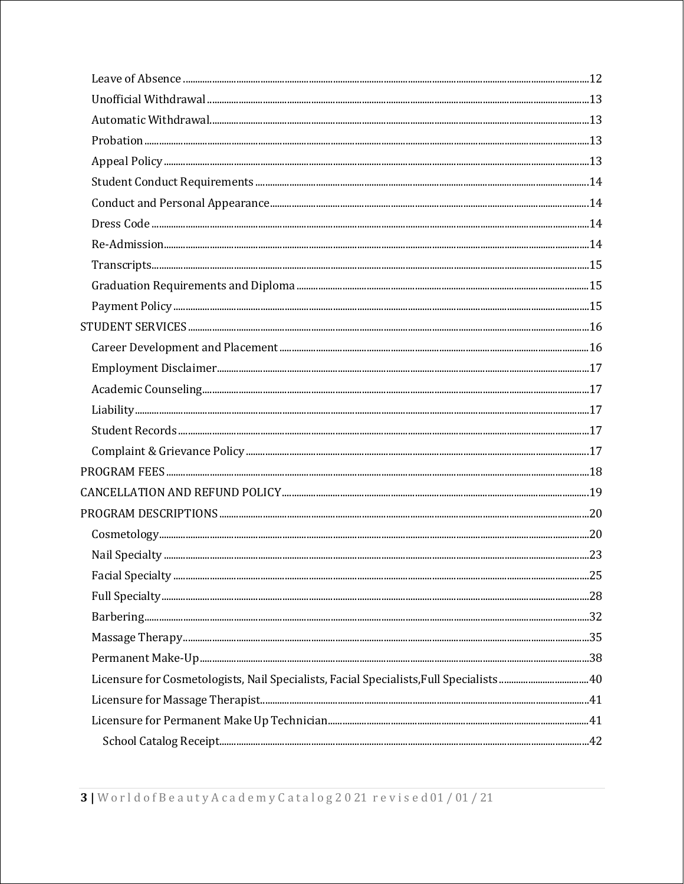- Leave of Absence ..... 12
- Unofficial Withdrawal ..... 13
- Automatic Withdrawal ..... 13
- Probation ..... 13
- Appeal Policy ..... 13
- Student Conduct Requirements ..... 14
- Conduct and Personal Appearance ..... 14
- Dress Code ..... 14
- Re-Admission ..... 14
- Transcripts ..... 15
- Graduation Requirements and Diploma ..... 15
- Payment Policy ..... 15

STUDENT SERVICES ..... 16

- Career Development and Placement ..... 16
- Employment Disclaimer ..... 17
- Academic Counseling ..... 17
- Liability ..... 17
- Student Records ..... 17
- Complaint & Grievance Policy ..... 17

PROGRAM FEES ..... 18

CANCELLATION AND REFUND POLICY ..... 19

PROGRAM DESCRIPTIONS ..... 20

- Cosmetology ..... 20
- Nail Specialty ..... 23
- Facial Specialty ..... 25
- Full Specialty ..... 28
- Barbering ..... 32
- Massage Therapy ..... 35
- Permanent Make-Up ..... 38
- Licensure for Cosmetologists, Nail Specialists, Facial Specialists,Full Specialists ..... 40
- Licensure for Massage Therapist ..... 41
- Licensure for Permanent Make Up Technician ..... 41
  - School Catalog Receipt ..... 42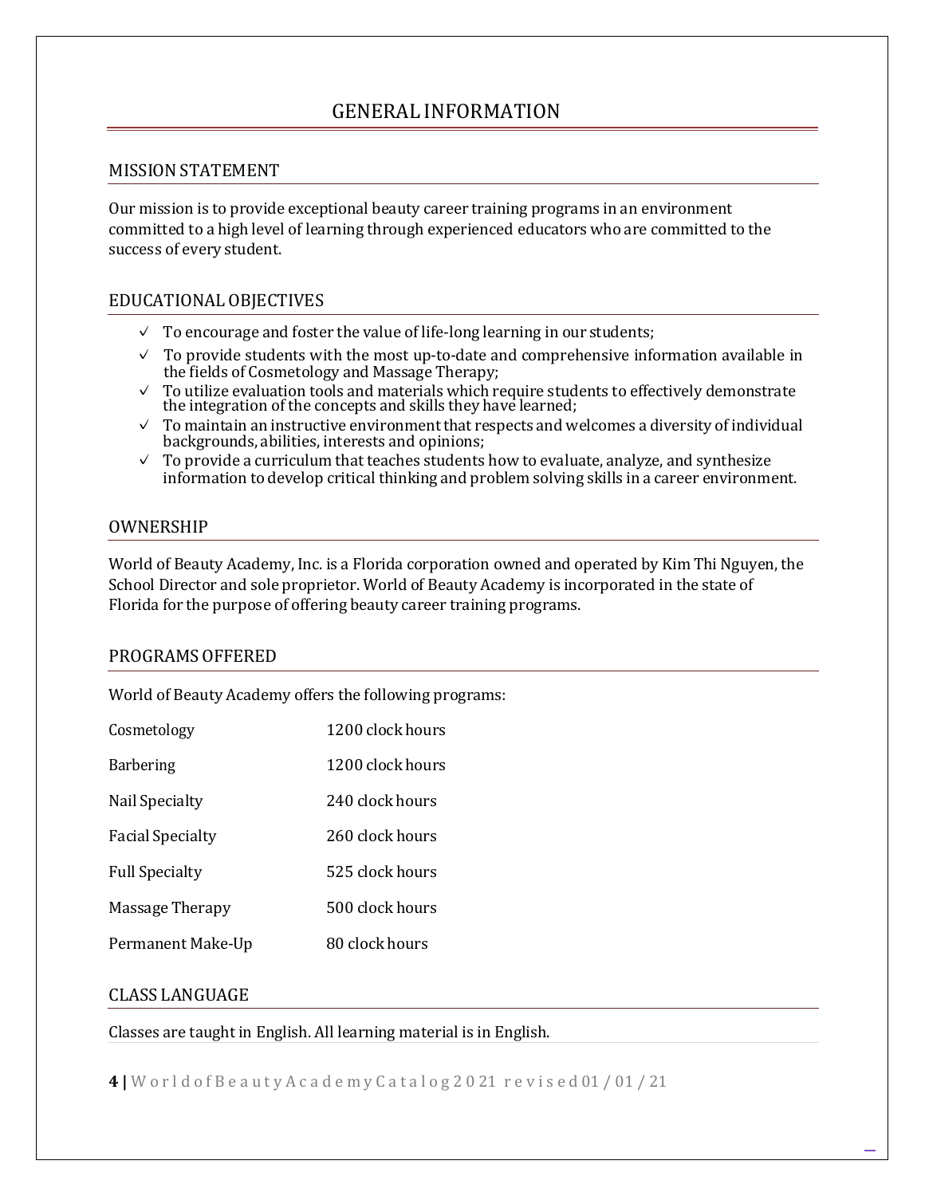# GENERAL INFORMATION

## MISSION STATEMENT

Our mission is to provide exceptional beauty career training programs in an environment committed to a high level of learning through experienced educators who are committed to the success of every student.

## EDUCATIONAL OBJECTIVES

- ✓ To encourage and foster the value of life-long learning in our students;
- ✓ To provide students with the most up-to-date and comprehensive information available in the fields of Cosmetology and Massage Therapy;
- ✓ To utilize evaluation tools and materials which require students to effectively demonstrate the integration of the concepts and skills they have learned;
- ✓ To maintain an instructive environment that respects and welcomes a diversity of individual backgrounds, abilities, interests and opinions;
- ✓ To provide a curriculum that teaches students how to evaluate, analyze, and synthesize information to develop critical thinking and problem solving skills in a career environment.

## OWNERSHIP

World of Beauty Academy, Inc. is a Florida corporation owned and operated by Kim Thi Nguyen, the School Director and sole proprietor. World of Beauty Academy is incorporated in the state of Florida for the purpose of offering beauty career training programs.

## PROGRAMS OFFERED

World of Beauty Academy offers the following programs:

| Program | Hours |
|---|---|
| Cosmetology | 1200 clock hours |
| Barbering | 1200 clock hours |
| Nail Specialty | 240 clock hours |
| Facial Specialty | 260 clock hours |
| Full Specialty | 525 clock hours |
| Massage Therapy | 500 clock hours |
| Permanent Make-Up | 80 clock hours |

## CLASS LANGUAGE

Classes are taught in English. All learning material is in English.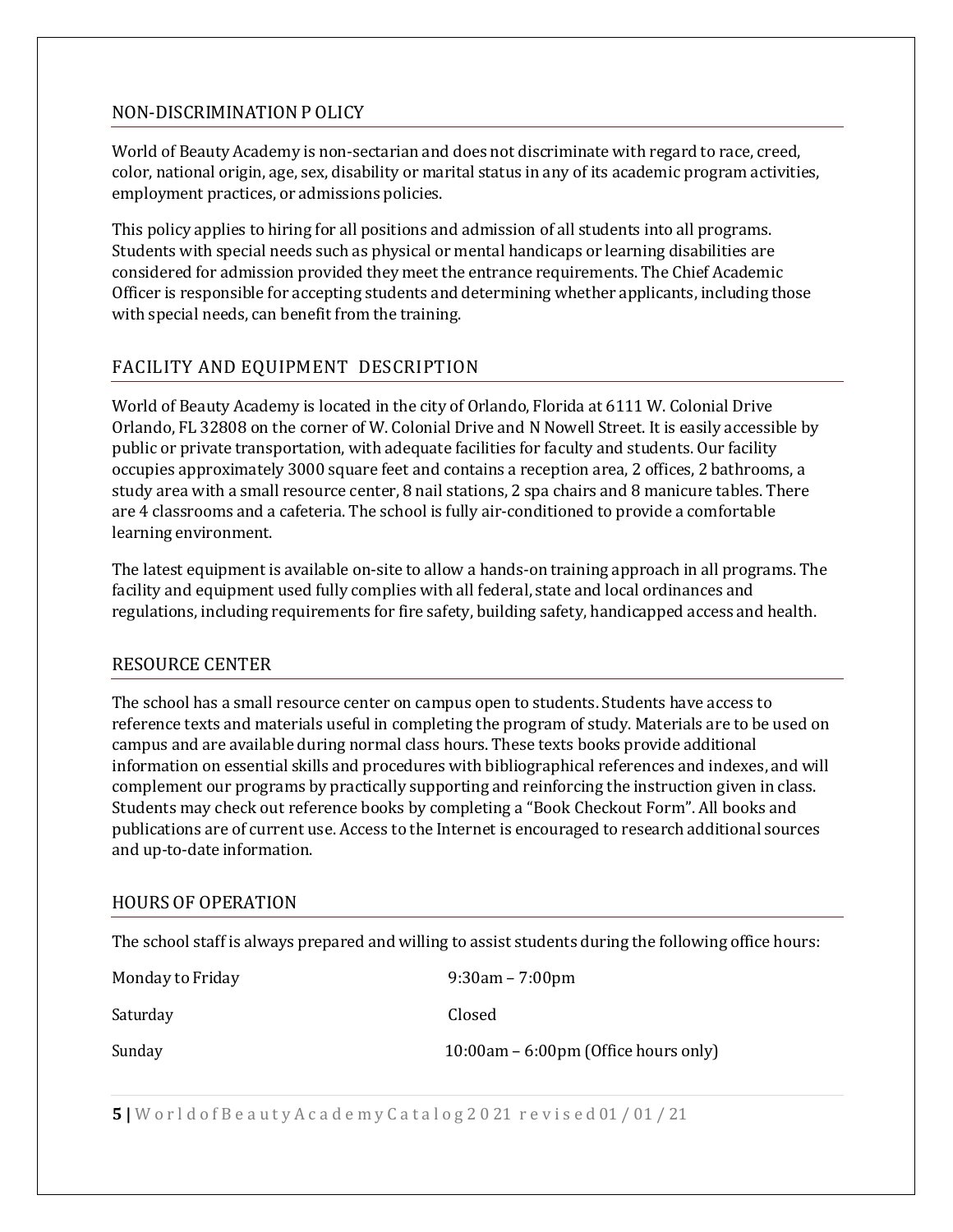## NON-DISCRIMINATION P OLICY

World of Beauty Academy is non-sectarian and does not discriminate with regard to race, creed, color, national origin, age, sex, disability or marital status in any of its academic program activities, employment practices, or admissions policies.

This policy applies to hiring for all positions and admission of all students into all programs. Students with special needs such as physical or mental handicaps or learning disabilities are considered for admission provided they meet the entrance requirements. The Chief Academic Officer is responsible for accepting students and determining whether applicants, including those with special needs, can benefit from the training.

## FACILITY AND EQUIPMENT DESCRIPTION

World of Beauty Academy is located in the city of Orlando, Florida at 6111 W. Colonial Drive Orlando, FL 32808 on the corner of W. Colonial Drive and N Nowell Street. It is easily accessible by public or private transportation, with adequate facilities for faculty and students. Our facility occupies approximately 3000 square feet and contains a reception area, 2 offices, 2 bathrooms, a study area with a small resource center, 8 nail stations, 2 spa chairs and 8 manicure tables. There are 4 classrooms and a cafeteria. The school is fully air-conditioned to provide a comfortable learning environment.

The latest equipment is available on-site to allow a hands-on training approach in all programs. The facility and equipment used fully complies with all federal, state and local ordinances and regulations, including requirements for fire safety, building safety, handicapped access and health.

## RESOURCE CENTER

The school has a small resource center on campus open to students. Students have access to reference texts and materials useful in completing the program of study. Materials are to be used on campus and are available during normal class hours. These texts books provide additional information on essential skills and procedures with bibliographical references and indexes, and will complement our programs by practically supporting and reinforcing the instruction given in class. Students may check out reference books by completing a "Book Checkout Form". All books and publications are of current use. Access to the Internet is encouraged to research additional sources and up-to-date information.

## HOURS OF OPERATION

The school staff is always prepared and willing to assist students during the following office hours:

| | |
|---|---|
| Monday to Friday | 9:30am – 7:00pm |
| Saturday | Closed |
| Sunday | 10:00am – 6:00pm (Office hours only) |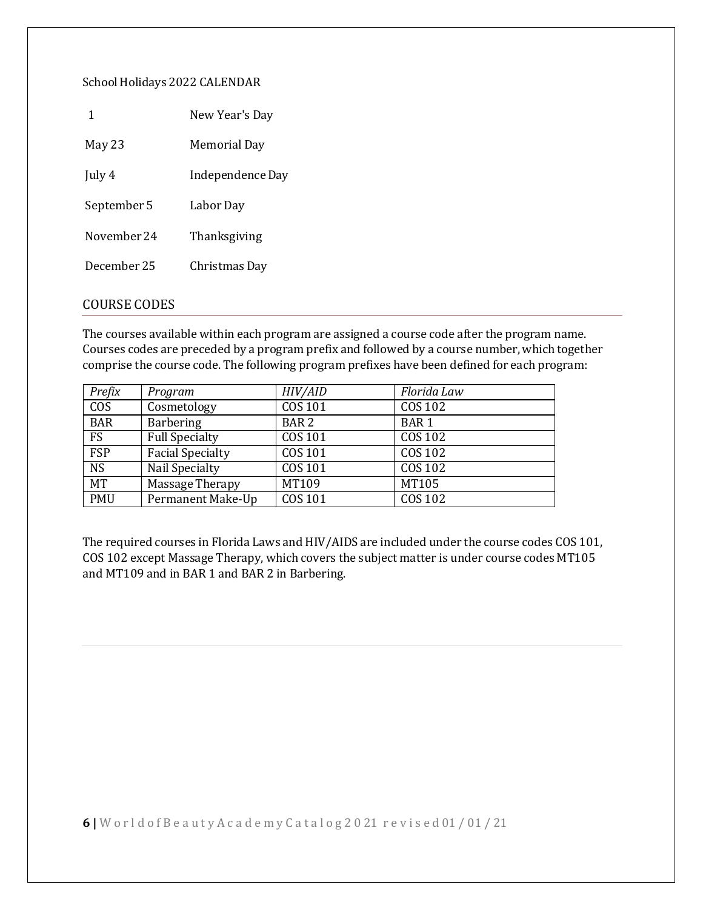School Holidays 2022 CALENDAR

| | |
|---|---|
| 1 | New Year's Day |
| May 23 | Memorial Day |
| July 4 | Independence Day |
| September 5 | Labor Day |
| November 24 | Thanksgiving |
| December 25 | Christmas Day |

## COURSE CODES

The courses available within each program are assigned a course code after the program name. Courses codes are preceded by a program prefix and followed by a course number, which together comprise the course code. The following program prefixes have been defined for each program:

| *Prefix* | *Program* | *HIV/AID* | *Florida Law* |
|---|---|---|---|
| COS | Cosmetology | COS 101 | COS 102 |
| BAR | Barbering | BAR 2 | BAR 1 |
| FS | Full Specialty | COS 101 | COS 102 |
| FSP | Facial Specialty | COS 101 | COS 102 |
| NS | Nail Specialty | COS 101 | COS 102 |
| MT | Massage Therapy | MT109 | MT105 |
| PMU | Permanent Make-Up | COS 101 | COS 102 |

The required courses in Florida Laws and HIV/AIDS are included under the course codes COS 101, COS 102 except Massage Therapy, which covers the subject matter is under course codes MT105 and MT109 and in BAR 1 and BAR 2 in Barbering.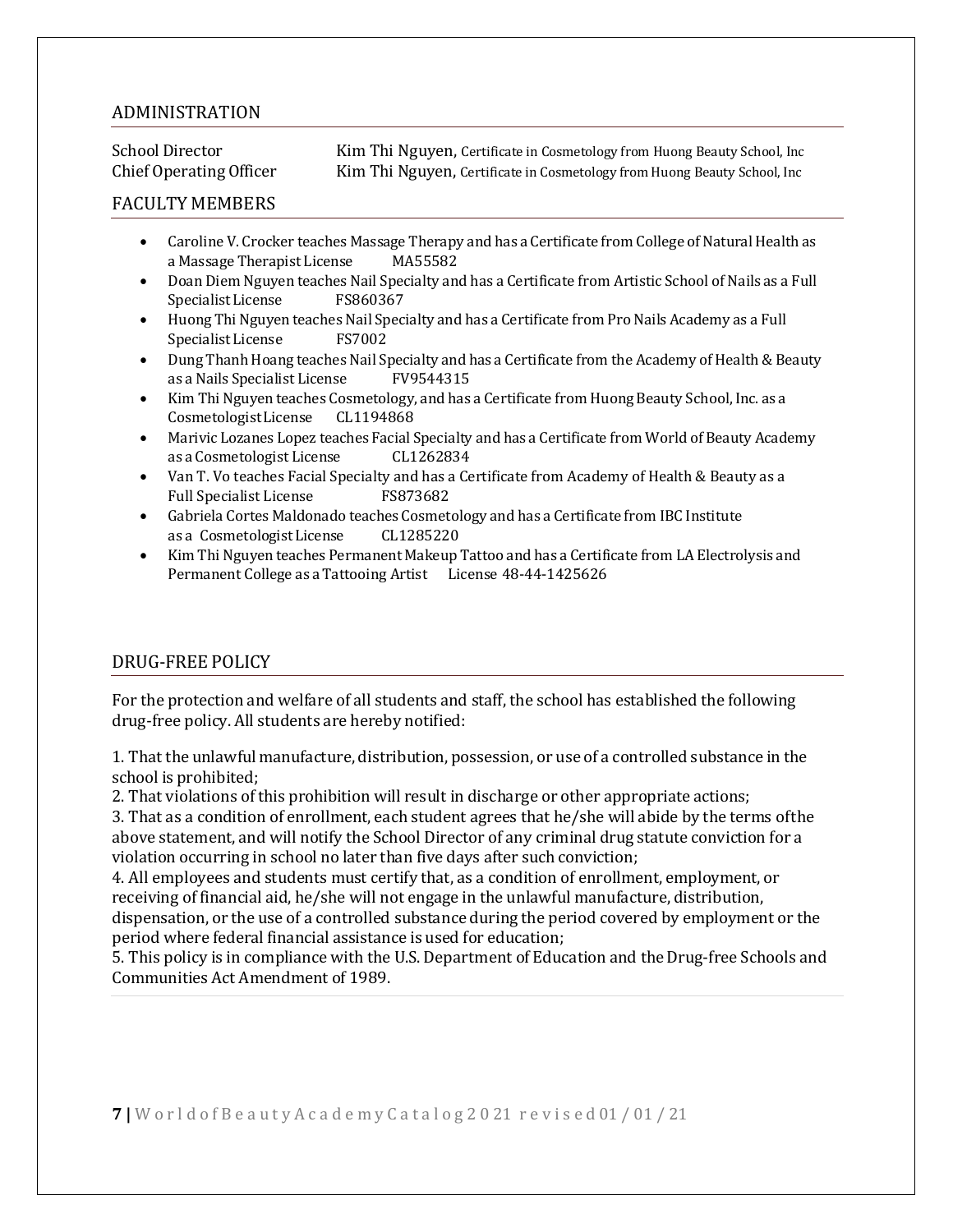## ADMINISTRATION

School Director — Kim Thi Nguyen, Certificate in Cosmetology from Huong Beauty School, Inc
Chief Operating Officer — Kim Thi Nguyen, Certificate in Cosmetology from Huong Beauty School, Inc

## FACULTY MEMBERS

- Caroline V. Crocker teaches Massage Therapy and has a Certificate from College of Natural Health as a Massage Therapist License MA55582
- Doan Diem Nguyen teaches Nail Specialty and has a Certificate from Artistic School of Nails as a Full Specialist License FS860367
- Huong Thi Nguyen teaches Nail Specialty and has a Certificate from Pro Nails Academy as a Full Specialist License FS7002
- Dung Thanh Hoang teaches Nail Specialty and has a Certificate from the Academy of Health & Beauty as a Nails Specialist License FV9544315
- Kim Thi Nguyen teaches Cosmetology, and has a Certificate from Huong Beauty School, Inc. as a Cosmetologist License CL1194868
- Marivic Lozanes Lopez teaches Facial Specialty and has a Certificate from World of Beauty Academy as a Cosmetologist License CL1262834
- Van T. Vo teaches Facial Specialty and has a Certificate from Academy of Health & Beauty as a Full Specialist License FS873682
- Gabriela Cortes Maldonado teaches Cosmetology and has a Certificate from IBC Institute as a Cosmetologist License CL1285220
- Kim Thi Nguyen teaches Permanent Makeup Tattoo and has a Certificate from LA Electrolysis and Permanent College as a Tattooing Artist License 48-44-1425626

## DRUG-FREE POLICY

For the protection and welfare of all students and staff, the school has established the following drug-free policy. All students are hereby notified:

1. That the unlawful manufacture, distribution, possession, or use of a controlled substance in the school is prohibited;
2. That violations of this prohibition will result in discharge or other appropriate actions;
3. That as a condition of enrollment, each student agrees that he/she will abide by the terms ofthe above statement, and will notify the School Director of any criminal drug statute conviction for a violation occurring in school no later than five days after such conviction;
4. All employees and students must certify that, as a condition of enrollment, employment, or receiving of financial aid, he/she will not engage in the unlawful manufacture, distribution, dispensation, or the use of a controlled substance during the period covered by employment or the period where federal financial assistance is used for education;
5. This policy is in compliance with the U.S. Department of Education and the Drug-free Schools and Communities Act Amendment of 1989.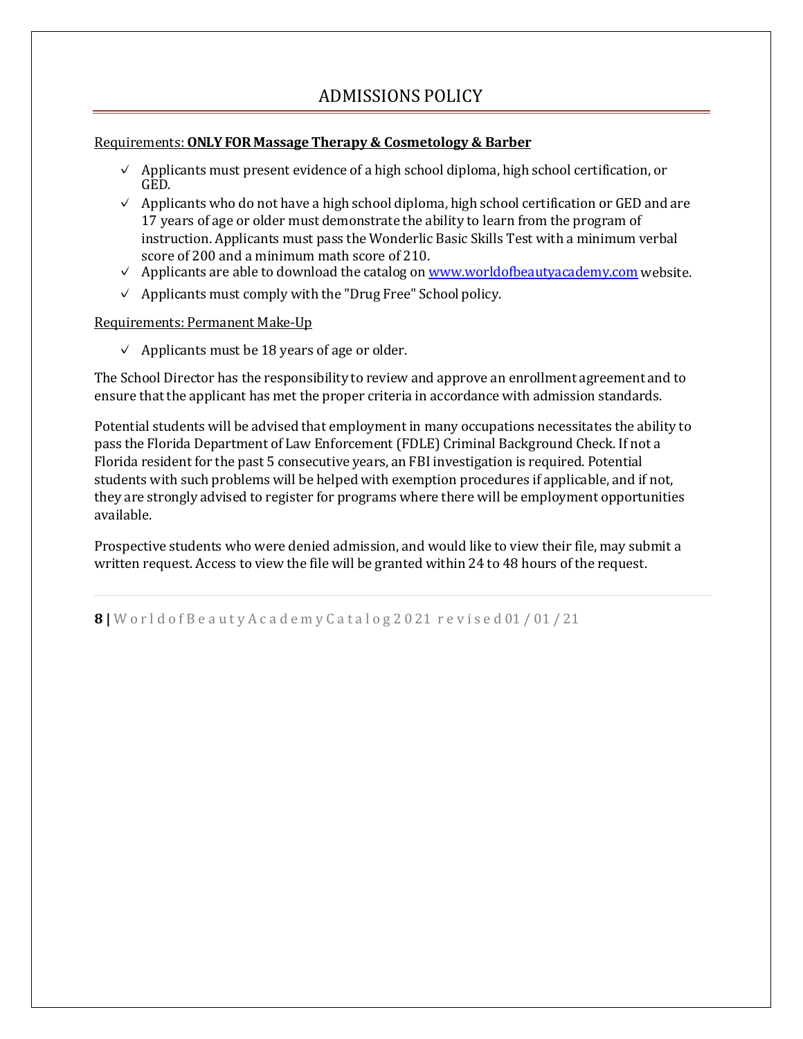# ADMISSIONS POLICY

Requirements: **ONLY FOR Massage Therapy & Cosmetology & Barber**

- ✓ Applicants must present evidence of a high school diploma, high school certification, or GED.
- ✓ Applicants who do not have a high school diploma, high school certification or GED and are 17 years of age or older must demonstrate the ability to learn from the program of instruction. Applicants must pass the Wonderlic Basic Skills Test with a minimum verbal score of 200 and a minimum math score of 210.
- ✓ Applicants are able to download the catalog on [www.worldofbeautyacademy.com](http://www.worldofbeautyacademy.com) website.
- ✓ Applicants must comply with the "Drug Free" School policy.

Requirements: Permanent Make-Up

- ✓ Applicants must be 18 years of age or older.

The School Director has the responsibility to review and approve an enrollment agreement and to ensure that the applicant has met the proper criteria in accordance with admission standards.

Potential students will be advised that employment in many occupations necessitates the ability to pass the Florida Department of Law Enforcement (FDLE) Criminal Background Check. If not a Florida resident for the past 5 consecutive years, an FBI investigation is required. Potential students with such problems will be helped with exemption procedures if applicable, and if not, they are strongly advised to register for programs where there will be employment opportunities available.

Prospective students who were denied admission, and would like to view their file, may submit a written request. Access to view the file will be granted within 24 to 48 hours of the request.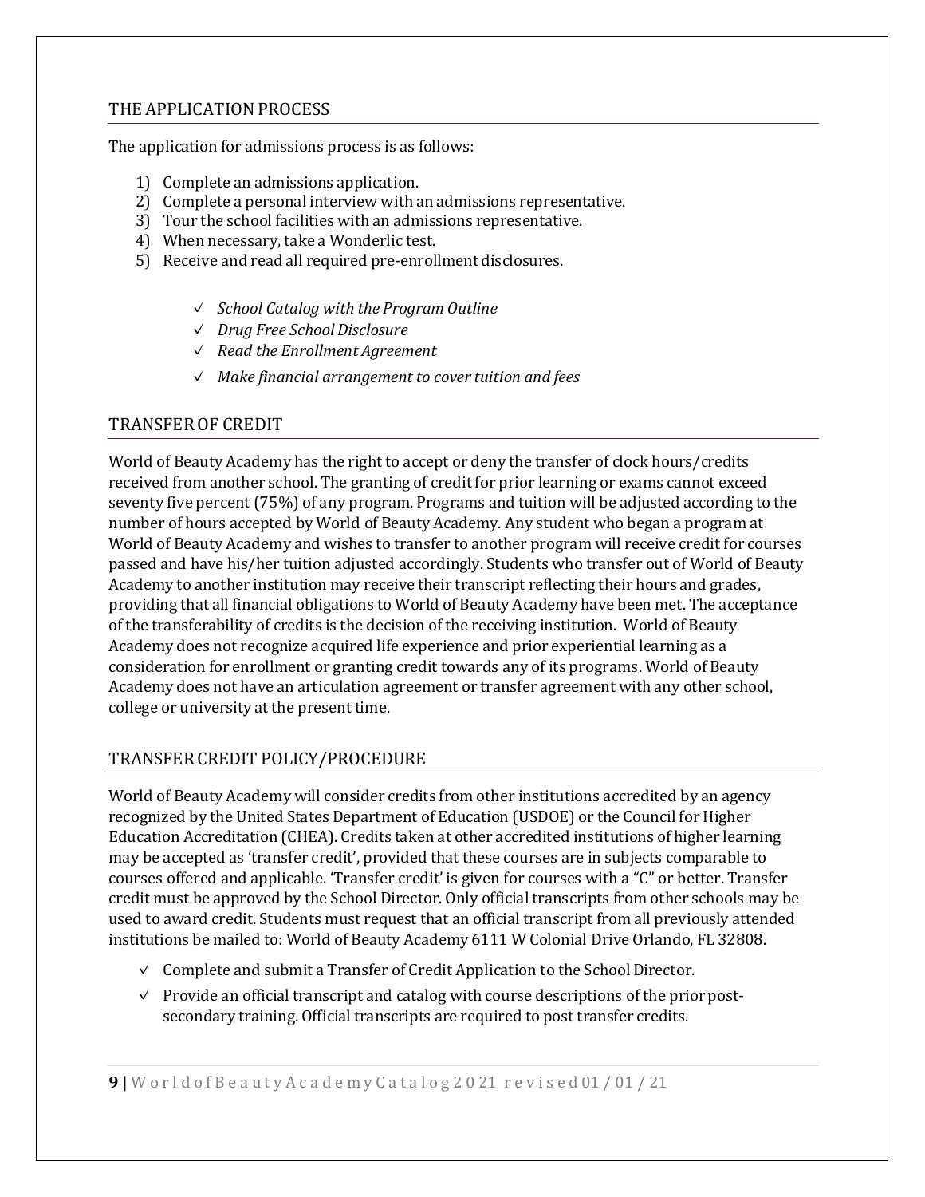## THE APPLICATION PROCESS

The application for admissions process is as follows:

1) Complete an admissions application.
2) Complete a personal interview with an admissions representative.
3) Tour the school facilities with an admissions representative.
4) When necessary, take a Wonderlic test.
5) Receive and read all required pre-enrollment disclosures.

   - ✓ *School Catalog with the Program Outline*
   - ✓ *Drug Free School Disclosure*
   - ✓ *Read the Enrollment Agreement*
   - ✓ *Make financial arrangement to cover tuition and fees*

## TRANSFER OF CREDIT

World of Beauty Academy has the right to accept or deny the transfer of clock hours/credits received from another school. The granting of credit for prior learning or exams cannot exceed seventy five percent (75%) of any program. Programs and tuition will be adjusted according to the number of hours accepted by World of Beauty Academy. Any student who began a program at World of Beauty Academy and wishes to transfer to another program will receive credit for courses passed and have his/her tuition adjusted accordingly. Students who transfer out of World of Beauty Academy to another institution may receive their transcript reflecting their hours and grades, providing that all financial obligations to World of Beauty Academy have been met. The acceptance of the transferability of credits is the decision of the receiving institution. World of Beauty Academy does not recognize acquired life experience and prior experiential learning as a consideration for enrollment or granting credit towards any of its programs. World of Beauty Academy does not have an articulation agreement or transfer agreement with any other school, college or university at the present time.

## TRANSFER CREDIT POLICY/PROCEDURE

World of Beauty Academy will consider credits from other institutions accredited by an agency recognized by the United States Department of Education (USDOE) or the Council for Higher Education Accreditation (CHEA). Credits taken at other accredited institutions of higher learning may be accepted as 'transfer credit', provided that these courses are in subjects comparable to courses offered and applicable. 'Transfer credit' is given for courses with a "C" or better. Transfer credit must be approved by the School Director. Only official transcripts from other schools may be used to award credit. Students must request that an official transcript from all previously attended institutions be mailed to: World of Beauty Academy 6111 W Colonial Drive Orlando, FL 32808.

- ✓ Complete and submit a Transfer of Credit Application to the School Director.
- ✓ Provide an official transcript and catalog with course descriptions of the prior post-secondary training. Official transcripts are required to post transfer credits.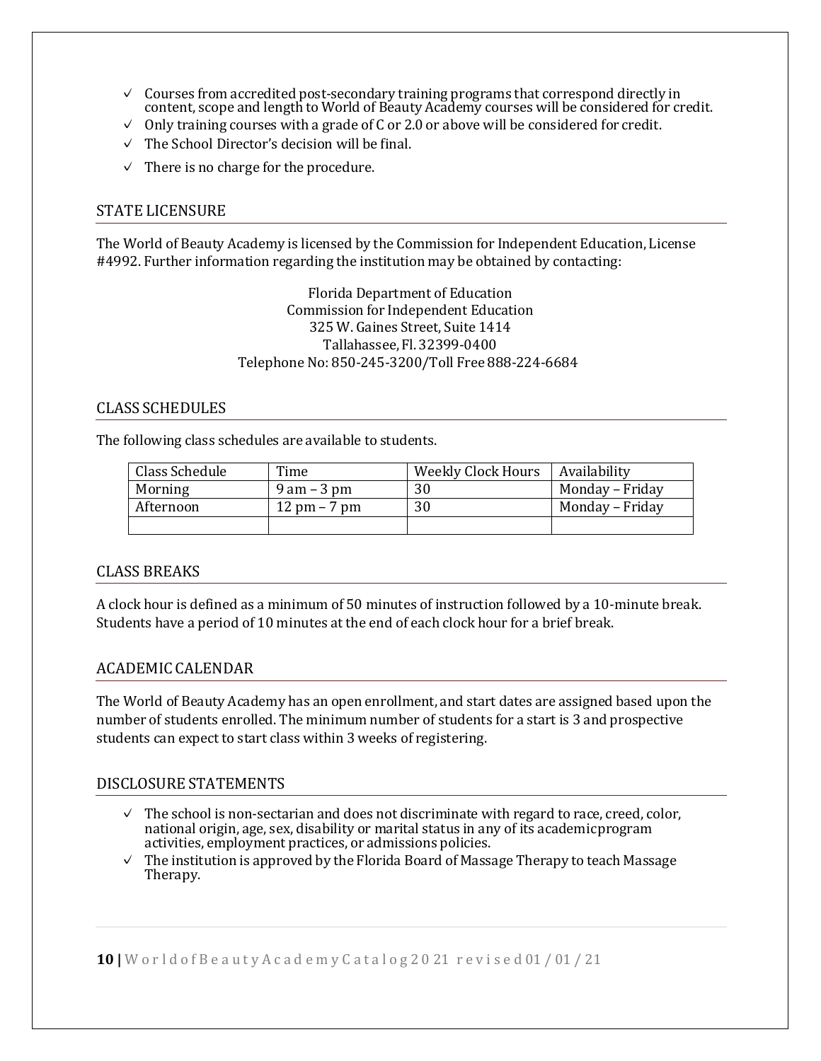- ✓ Courses from accredited post-secondary training programs that correspond directly in content, scope and length to World of Beauty Academy courses will be considered for credit.
- ✓ Only training courses with a grade of C or 2.0 or above will be considered for credit.
- ✓ The School Director's decision will be final.
- ✓ There is no charge for the procedure.

## STATE LICENSURE

The World of Beauty Academy is licensed by the Commission for Independent Education, License #4992. Further information regarding the institution may be obtained by contacting:

Florida Department of Education
Commission for Independent Education
325 W. Gaines Street, Suite 1414
Tallahassee, Fl. 32399-0400
Telephone No: 850-245-3200/Toll Free 888-224-6684

## CLASS SCHEDULES

The following class schedules are available to students.

| Class Schedule | Time | Weekly Clock Hours | Availability |
| --- | --- | --- | --- |
| Morning | 9 am – 3 pm | 30 | Monday – Friday |
| Afternoon | 12 pm – 7 pm | 30 | Monday – Friday |
| | | | |

## CLASS BREAKS

A clock hour is defined as a minimum of 50 minutes of instruction followed by a 10-minute break. Students have a period of 10 minutes at the end of each clock hour for a brief break.

## ACADEMIC CALENDAR

The World of Beauty Academy has an open enrollment, and start dates are assigned based upon the number of students enrolled. The minimum number of students for a start is 3 and prospective students can expect to start class within 3 weeks of registering.

## DISCLOSURE STATEMENTS

- ✓ The school is non-sectarian and does not discriminate with regard to race, creed, color, national origin, age, sex, disability or marital status in any of its academicprogram activities, employment practices, or admissions policies.
- ✓ The institution is approved by the Florida Board of Massage Therapy to teach Massage Therapy.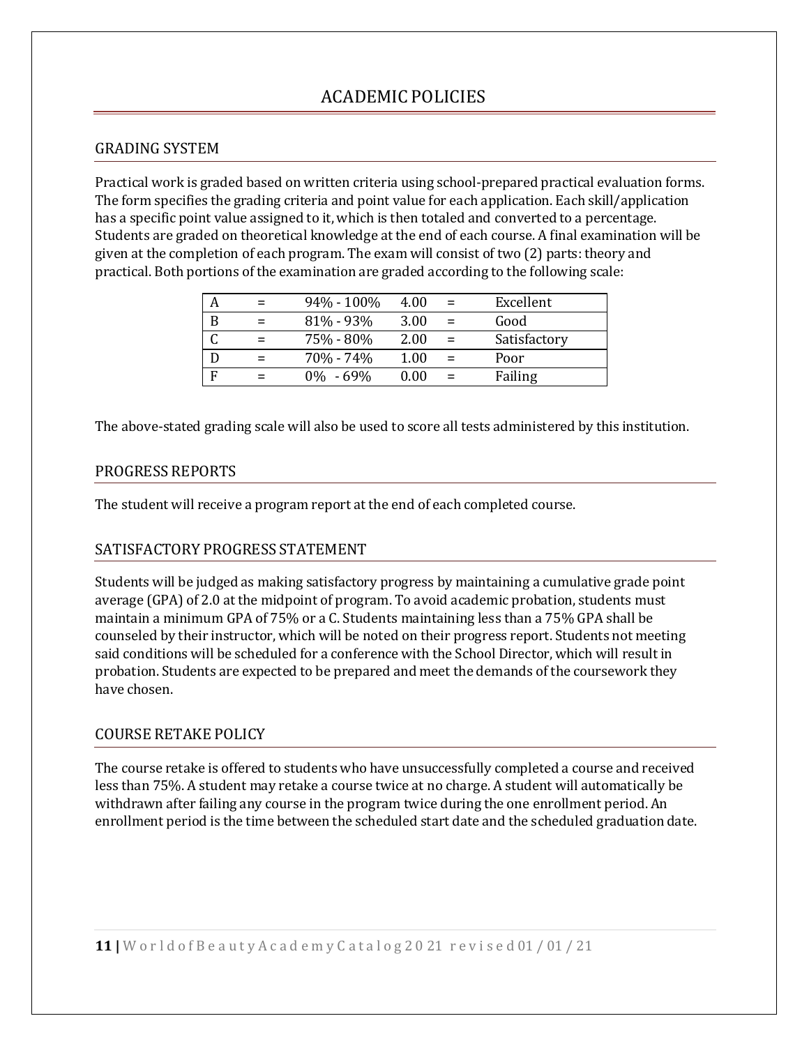# ACADEMIC POLICIES

## GRADING SYSTEM

Practical work is graded based on written criteria using school-prepared practical evaluation forms. The form specifies the grading criteria and point value for each application. Each skill/application has a specific point value assigned to it, which is then totaled and converted to a percentage. Students are graded on theoretical knowledge at the end of each course. A final examination will be given at the completion of each program. The exam will consist of two (2) parts: theory and practical. Both portions of the examination are graded according to the following scale:

| Grade | | Percentage | GPA | | Description |
|---|---|---|---|---|---|
| A | = | 94% - 100% | 4.00 | = | Excellent |
| B | = | 81% - 93% | 3.00 | = | Good |
| C | = | 75% - 80% | 2.00 | = | Satisfactory |
| D | = | 70% - 74% | 1.00 | = | Poor |
| F | = | 0% - 69% | 0.00 | = | Failing |

The above-stated grading scale will also be used to score all tests administered by this institution.

## PROGRESS REPORTS

The student will receive a program report at the end of each completed course.

## SATISFACTORY PROGRESS STATEMENT

Students will be judged as making satisfactory progress by maintaining a cumulative grade point average (GPA) of 2.0 at the midpoint of program. To avoid academic probation, students must maintain a minimum GPA of 75% or a C. Students maintaining less than a 75% GPA shall be counseled by their instructor, which will be noted on their progress report. Students not meeting said conditions will be scheduled for a conference with the School Director, which will result in probation. Students are expected to be prepared and meet the demands of the coursework they have chosen.

## COURSE RETAKE POLICY

The course retake is offered to students who have unsuccessfully completed a course and received less than 75%. A student may retake a course twice at no charge. A student will automatically be withdrawn after failing any course in the program twice during the one enrollment period. An enrollment period is the time between the scheduled start date and the scheduled graduation date.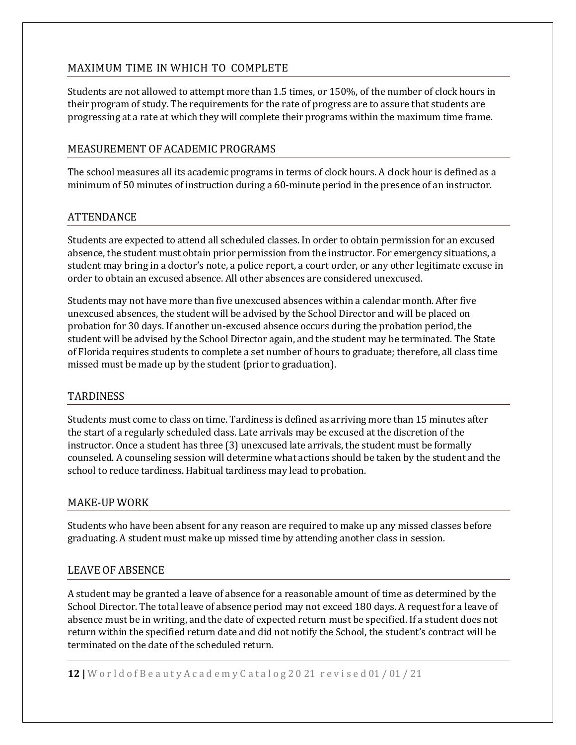## MAXIMUM TIME IN WHICH TO COMPLETE

Students are not allowed to attempt more than 1.5 times, or 150%, of the number of clock hours in their program of study. The requirements for the rate of progress are to assure that students are progressing at a rate at which they will complete their programs within the maximum time frame.

## MEASUREMENT OF ACADEMIC PROGRAMS

The school measures all its academic programs in terms of clock hours. A clock hour is defined as a minimum of 50 minutes of instruction during a 60-minute period in the presence of an instructor.

## ATTENDANCE

Students are expected to attend all scheduled classes. In order to obtain permission for an excused absence, the student must obtain prior permission from the instructor. For emergency situations, a student may bring in a doctor's note, a police report, a court order, or any other legitimate excuse in order to obtain an excused absence. All other absences are considered unexcused.

Students may not have more than five unexcused absences within a calendar month. After five unexcused absences, the student will be advised by the School Director and will be placed on probation for 30 days. If another un-excused absence occurs during the probation period, the student will be advised by the School Director again, and the student may be terminated. The State of Florida requires students to complete a set number of hours to graduate; therefore, all class time missed must be made up by the student (prior to graduation).

## TARDINESS

Students must come to class on time. Tardiness is defined as arriving more than 15 minutes after the start of a regularly scheduled class. Late arrivals may be excused at the discretion of the instructor. Once a student has three (3) unexcused late arrivals, the student must be formally counseled. A counseling session will determine what actions should be taken by the student and the school to reduce tardiness. Habitual tardiness may lead to probation.

## MAKE-UP WORK

Students who have been absent for any reason are required to make up any missed classes before graduating. A student must make up missed time by attending another class in session.

## LEAVE OF ABSENCE

A student may be granted a leave of absence for a reasonable amount of time as determined by the School Director. The total leave of absence period may not exceed 180 days. A request for a leave of absence must be in writing, and the date of expected return must be specified. If a student does not return within the specified return date and did not notify the School, the student's contract will be terminated on the date of the scheduled return.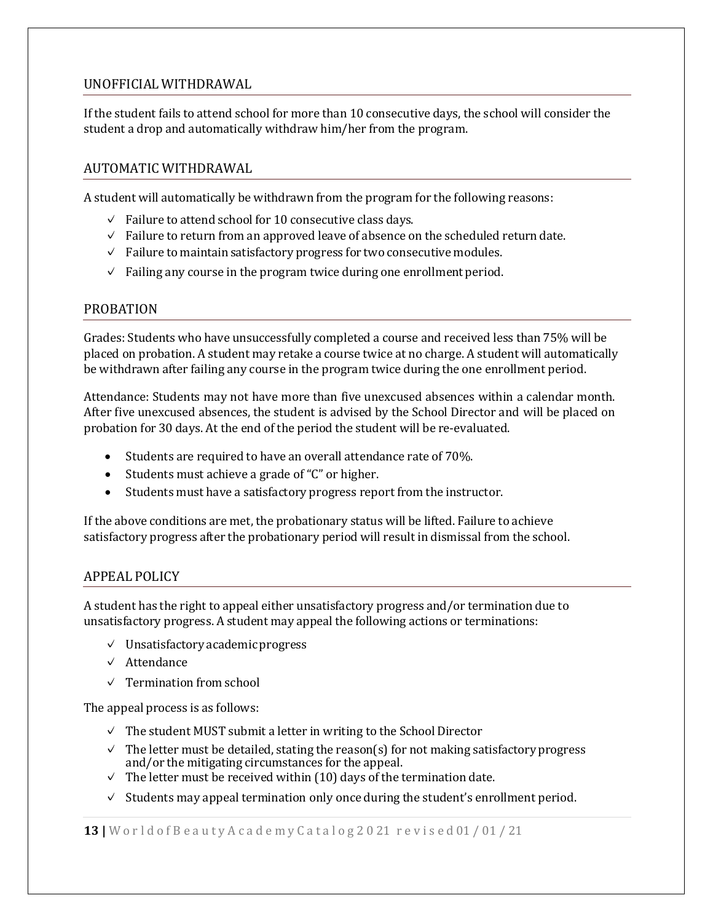## UNOFFICIAL WITHDRAWAL

If the student fails to attend school for more than 10 consecutive days, the school will consider the student a drop and automatically withdraw him/her from the program.

## AUTOMATIC WITHDRAWAL

A student will automatically be withdrawn from the program for the following reasons:

- ✓ Failure to attend school for 10 consecutive class days.
- ✓ Failure to return from an approved leave of absence on the scheduled return date.
- ✓ Failure to maintain satisfactory progress for two consecutive modules.
- ✓ Failing any course in the program twice during one enrollment period.

## PROBATION

Grades: Students who have unsuccessfully completed a course and received less than 75% will be placed on probation. A student may retake a course twice at no charge. A student will automatically be withdrawn after failing any course in the program twice during the one enrollment period.

Attendance: Students may not have more than five unexcused absences within a calendar month. After five unexcused absences, the student is advised by the School Director and will be placed on probation for 30 days. At the end of the period the student will be re-evaluated.

- Students are required to have an overall attendance rate of 70%.
- Students must achieve a grade of "C" or higher.
- Students must have a satisfactory progress report from the instructor.

If the above conditions are met, the probationary status will be lifted. Failure to achieve satisfactory progress after the probationary period will result in dismissal from the school.

## APPEAL POLICY

A student has the right to appeal either unsatisfactory progress and/or termination due to unsatisfactory progress. A student may appeal the following actions or terminations:

- ✓ Unsatisfactory academic progress
- ✓ Attendance
- ✓ Termination from school

The appeal process is as follows:

- ✓ The student MUST submit a letter in writing to the School Director
- ✓ The letter must be detailed, stating the reason(s) for not making satisfactory progress and/or the mitigating circumstances for the appeal.
- ✓ The letter must be received within (10) days of the termination date.
- ✓ Students may appeal termination only once during the student's enrollment period.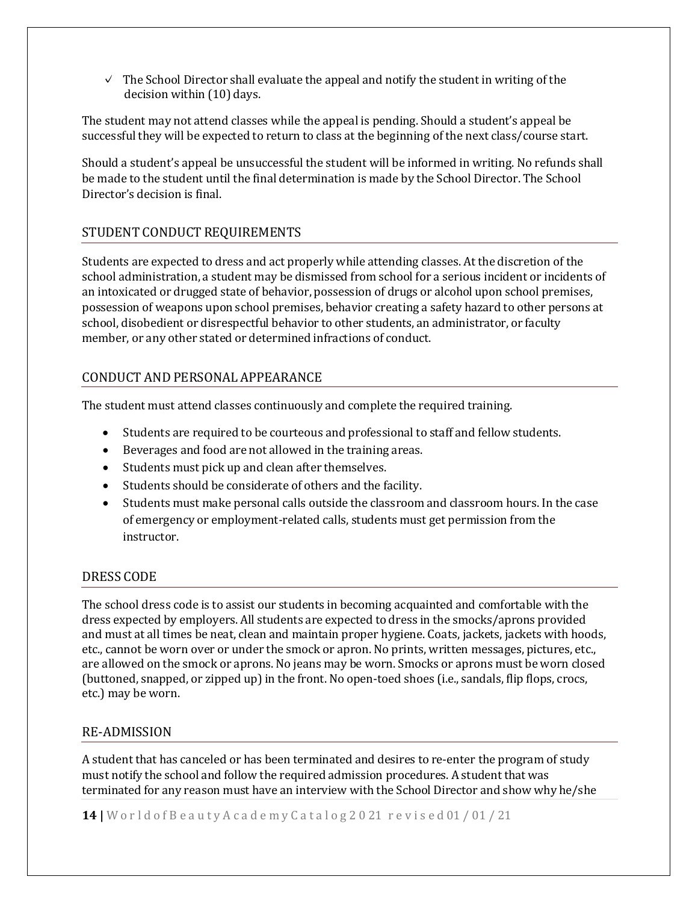- ✓ The School Director shall evaluate the appeal and notify the student in writing of the decision within (10) days.

The student may not attend classes while the appeal is pending. Should a student's appeal be successful they will be expected to return to class at the beginning of the next class/course start.

Should a student's appeal be unsuccessful the student will be informed in writing. No refunds shall be made to the student until the final determination is made by the School Director. The School Director's decision is final.

## STUDENT CONDUCT REQUIREMENTS

Students are expected to dress and act properly while attending classes. At the discretion of the school administration, a student may be dismissed from school for a serious incident or incidents of an intoxicated or drugged state of behavior, possession of drugs or alcohol upon school premises, possession of weapons upon school premises, behavior creating a safety hazard to other persons at school, disobedient or disrespectful behavior to other students, an administrator, or faculty member, or any other stated or determined infractions of conduct.

## CONDUCT AND PERSONAL APPEARANCE

The student must attend classes continuously and complete the required training.

- Students are required to be courteous and professional to staff and fellow students.
- Beverages and food are not allowed in the training areas.
- Students must pick up and clean after themselves.
- Students should be considerate of others and the facility.
- Students must make personal calls outside the classroom and classroom hours. In the case of emergency or employment-related calls, students must get permission from the instructor.

## DRESS CODE

The school dress code is to assist our students in becoming acquainted and comfortable with the dress expected by employers. All students are expected to dress in the smocks/aprons provided and must at all times be neat, clean and maintain proper hygiene. Coats, jackets, jackets with hoods, etc., cannot be worn over or under the smock or apron. No prints, written messages, pictures, etc., are allowed on the smock or aprons. No jeans may be worn. Smocks or aprons must be worn closed (buttoned, snapped, or zipped up) in the front. No open-toed shoes (i.e., sandals, flip flops, crocs, etc.) may be worn.

## RE-ADMISSION

A student that has canceled or has been terminated and desires to re-enter the program of study must notify the school and follow the required admission procedures. A student that was terminated for any reason must have an interview with the School Director and show why he/she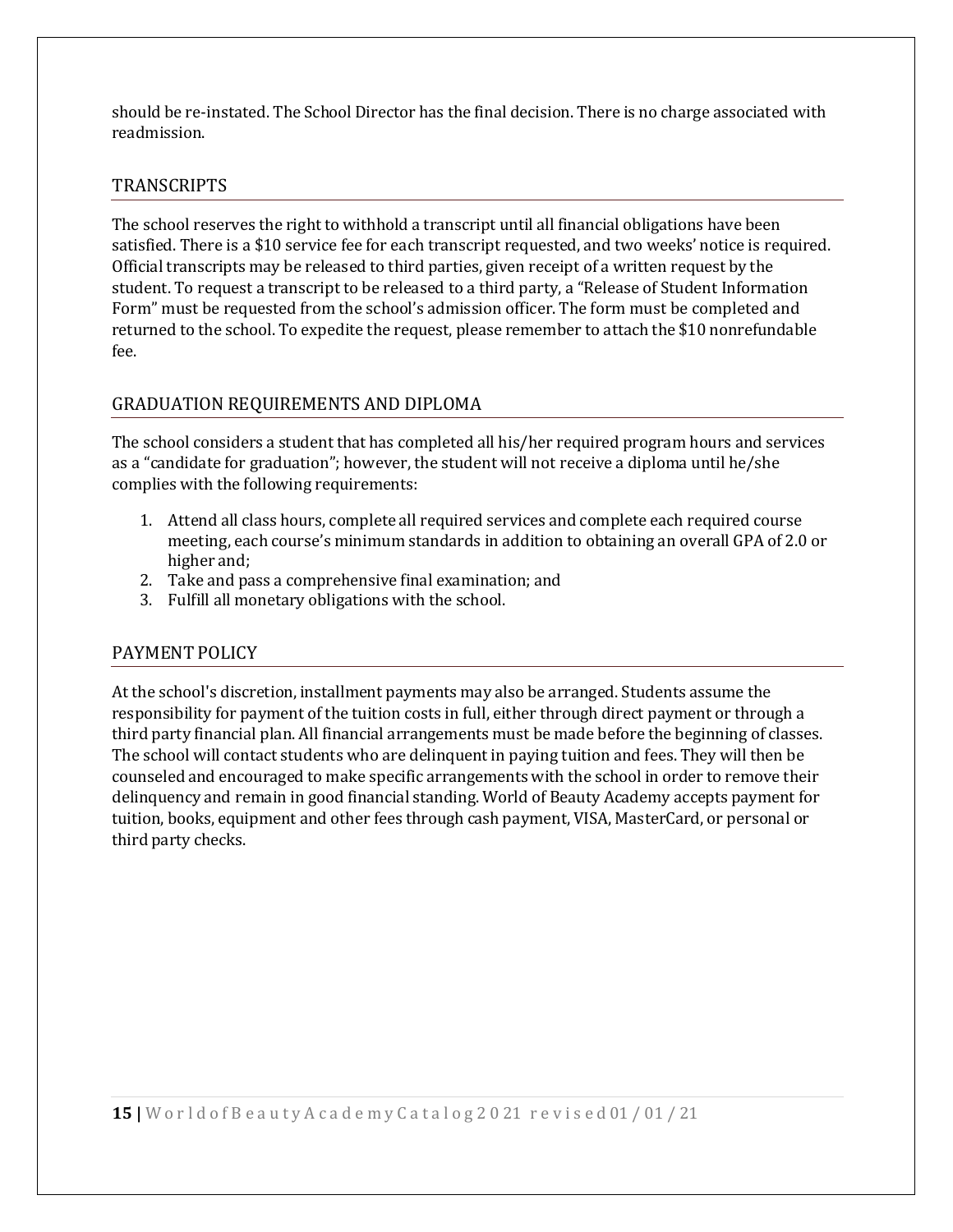should be re-instated. The School Director has the final decision. There is no charge associated with readmission.

## TRANSCRIPTS

The school reserves the right to withhold a transcript until all financial obligations have been satisfied. There is a $10 service fee for each transcript requested, and two weeks' notice is required. Official transcripts may be released to third parties, given receipt of a written request by the student. To request a transcript to be released to a third party, a "Release of Student Information Form" must be requested from the school's admission officer. The form must be completed and returned to the school. To expedite the request, please remember to attach the $10 nonrefundable fee.

## GRADUATION REQUIREMENTS AND DIPLOMA

The school considers a student that has completed all his/her required program hours and services as a "candidate for graduation"; however, the student will not receive a diploma until he/she complies with the following requirements:

1. Attend all class hours, complete all required services and complete each required course meeting, each course's minimum standards in addition to obtaining an overall GPA of 2.0 or higher and;
2. Take and pass a comprehensive final examination; and
3. Fulfill all monetary obligations with the school.

## PAYMENT POLICY

At the school's discretion, installment payments may also be arranged. Students assume the responsibility for payment of the tuition costs in full, either through direct payment or through a third party financial plan. All financial arrangements must be made before the beginning of classes. The school will contact students who are delinquent in paying tuition and fees. They will then be counseled and encouraged to make specific arrangements with the school in order to remove their delinquency and remain in good financial standing. World of Beauty Academy accepts payment for tuition, books, equipment and other fees through cash payment, VISA, MasterCard, or personal or third party checks.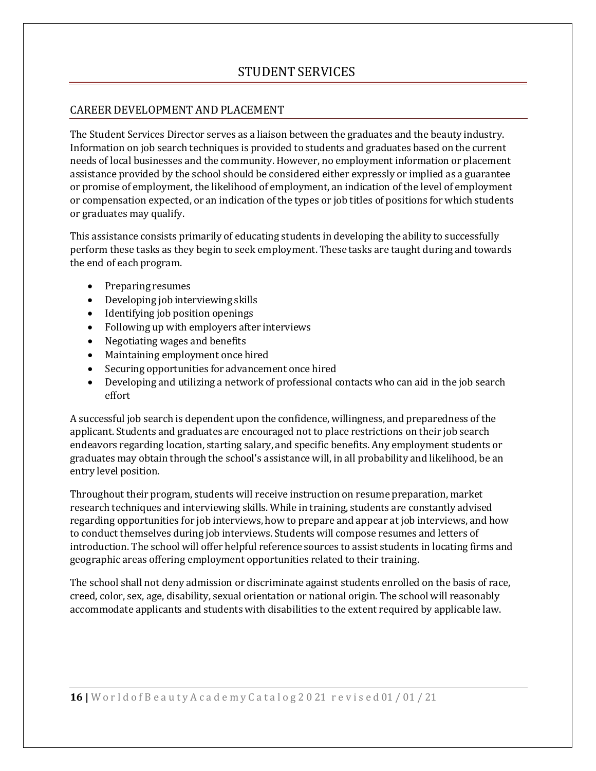# STUDENT SERVICES

## CAREER DEVELOPMENT AND PLACEMENT

The Student Services Director serves as a liaison between the graduates and the beauty industry. Information on job search techniques is provided to students and graduates based on the current needs of local businesses and the community. However, no employment information or placement assistance provided by the school should be considered either expressly or implied as a guarantee or promise of employment, the likelihood of employment, an indication of the level of employment or compensation expected, or an indication of the types or job titles of positions for which students or graduates may qualify.

This assistance consists primarily of educating students in developing the ability to successfully perform these tasks as they begin to seek employment. These tasks are taught during and towards the end of each program.

- Preparing resumes
- Developing job interviewing skills
- Identifying job position openings
- Following up with employers after interviews
- Negotiating wages and benefits
- Maintaining employment once hired
- Securing opportunities for advancement once hired
- Developing and utilizing a network of professional contacts who can aid in the job search effort

A successful job search is dependent upon the confidence, willingness, and preparedness of the applicant. Students and graduates are encouraged not to place restrictions on their job search endeavors regarding location, starting salary, and specific benefits. Any employment students or graduates may obtain through the school's assistance will, in all probability and likelihood, be an entry level position.

Throughout their program, students will receive instruction on resume preparation, market research techniques and interviewing skills. While in training, students are constantly advised regarding opportunities for job interviews, how to prepare and appear at job interviews, and how to conduct themselves during job interviews. Students will compose resumes and letters of introduction. The school will offer helpful reference sources to assist students in locating firms and geographic areas offering employment opportunities related to their training.

The school shall not deny admission or discriminate against students enrolled on the basis of race, creed, color, sex, age, disability, sexual orientation or national origin. The school will reasonably accommodate applicants and students with disabilities to the extent required by applicable law.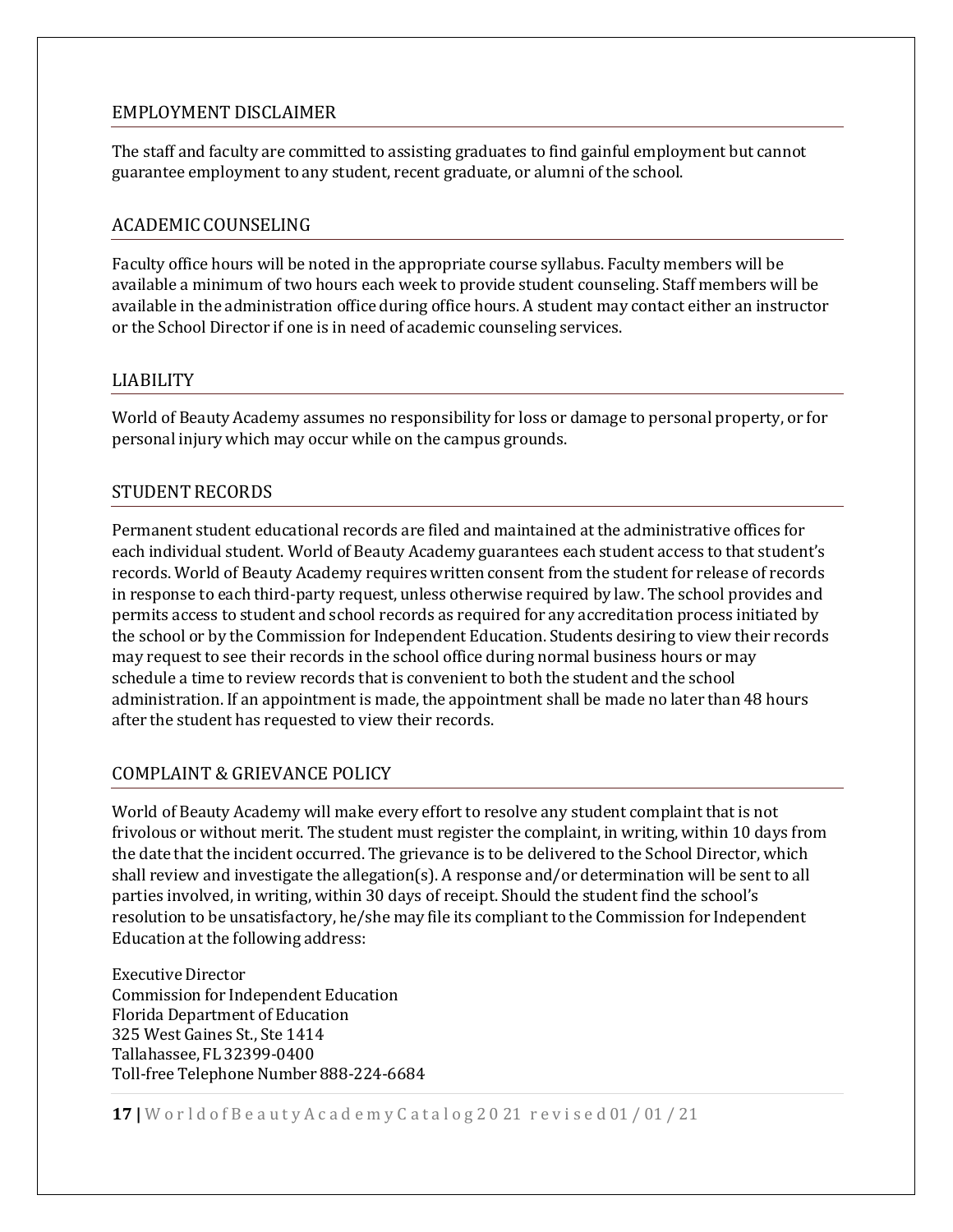## EMPLOYMENT DISCLAIMER

The staff and faculty are committed to assisting graduates to find gainful employment but cannot guarantee employment to any student, recent graduate, or alumni of the school.

## ACADEMIC COUNSELING

Faculty office hours will be noted in the appropriate course syllabus. Faculty members will be available a minimum of two hours each week to provide student counseling. Staff members will be available in the administration office during office hours. A student may contact either an instructor or the School Director if one is in need of academic counseling services.

## LIABILITY

World of Beauty Academy assumes no responsibility for loss or damage to personal property, or for personal injury which may occur while on the campus grounds.

## STUDENT RECORDS

Permanent student educational records are filed and maintained at the administrative offices for each individual student. World of Beauty Academy guarantees each student access to that student's records. World of Beauty Academy requires written consent from the student for release of records in response to each third-party request, unless otherwise required by law. The school provides and permits access to student and school records as required for any accreditation process initiated by the school or by the Commission for Independent Education. Students desiring to view their records may request to see their records in the school office during normal business hours or may schedule a time to review records that is convenient to both the student and the school administration. If an appointment is made, the appointment shall be made no later than 48 hours after the student has requested to view their records.

## COMPLAINT & GRIEVANCE POLICY

World of Beauty Academy will make every effort to resolve any student complaint that is not frivolous or without merit. The student must register the complaint, in writing, within 10 days from the date that the incident occurred. The grievance is to be delivered to the School Director, which shall review and investigate the allegation(s). A response and/or determination will be sent to all parties involved, in writing, within 30 days of receipt. Should the student find the school's resolution to be unsatisfactory, he/she may file its compliant to the Commission for Independent Education at the following address:

Executive Director
Commission for Independent Education
Florida Department of Education
325 West Gaines St., Ste 1414
Tallahassee, FL 32399-0400
Toll-free Telephone Number 888-224-6684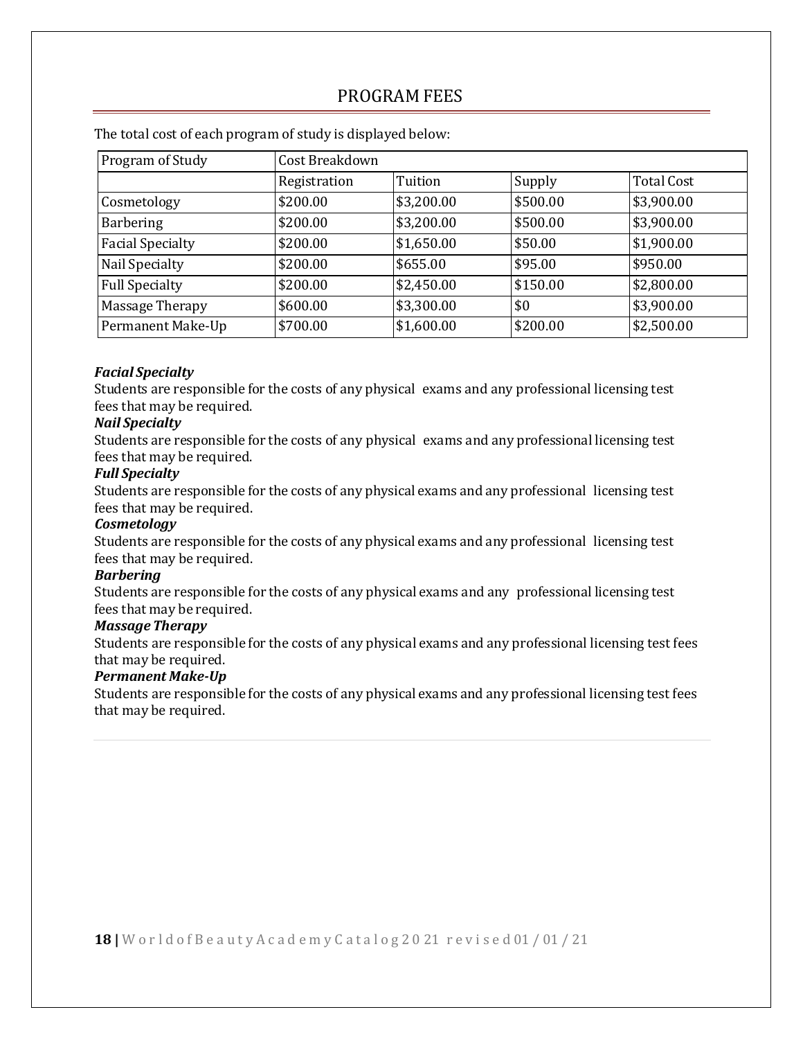## PROGRAM FEES

The total cost of each program of study is displayed below:

| Program of Study | Cost Breakdown | | | |
|---|---|---|---|---|
| | Registration | Tuition | Supply | Total Cost |
| Cosmetology | $200.00 | $3,200.00 | $500.00 | $3,900.00 |
| Barbering | $200.00 | $3,200.00 | $500.00 | $3,900.00 |
| Facial Specialty | $200.00 | $1,650.00 | $50.00 | $1,900.00 |
| Nail Specialty | $200.00 | $655.00 | $95.00 | $950.00 |
| Full Specialty | $200.00 | $2,450.00 | $150.00 | $2,800.00 |
| Massage Therapy | $600.00 | $3,300.00 | $0 | $3,900.00 |
| Permanent Make-Up | $700.00 | $1,600.00 | $200.00 | $2,500.00 |

***Facial Specialty***
Students are responsible for the costs of any physical exams and any professional licensing test fees that may be required.

***Nail Specialty***
Students are responsible for the costs of any physical exams and any professional licensing test fees that may be required.

***Full Specialty***
Students are responsible for the costs of any physical exams and any professional licensing test fees that may be required.

***Cosmetology***
Students are responsible for the costs of any physical exams and any professional licensing test fees that may be required.

***Barbering***
Students are responsible for the costs of any physical exams and any professional licensing test fees that may be required.

***Massage Therapy***
Students are responsible for the costs of any physical exams and any professional licensing test fees that may be required.

***Permanent Make-Up***
Students are responsible for the costs of any physical exams and any professional licensing test fees that may be required.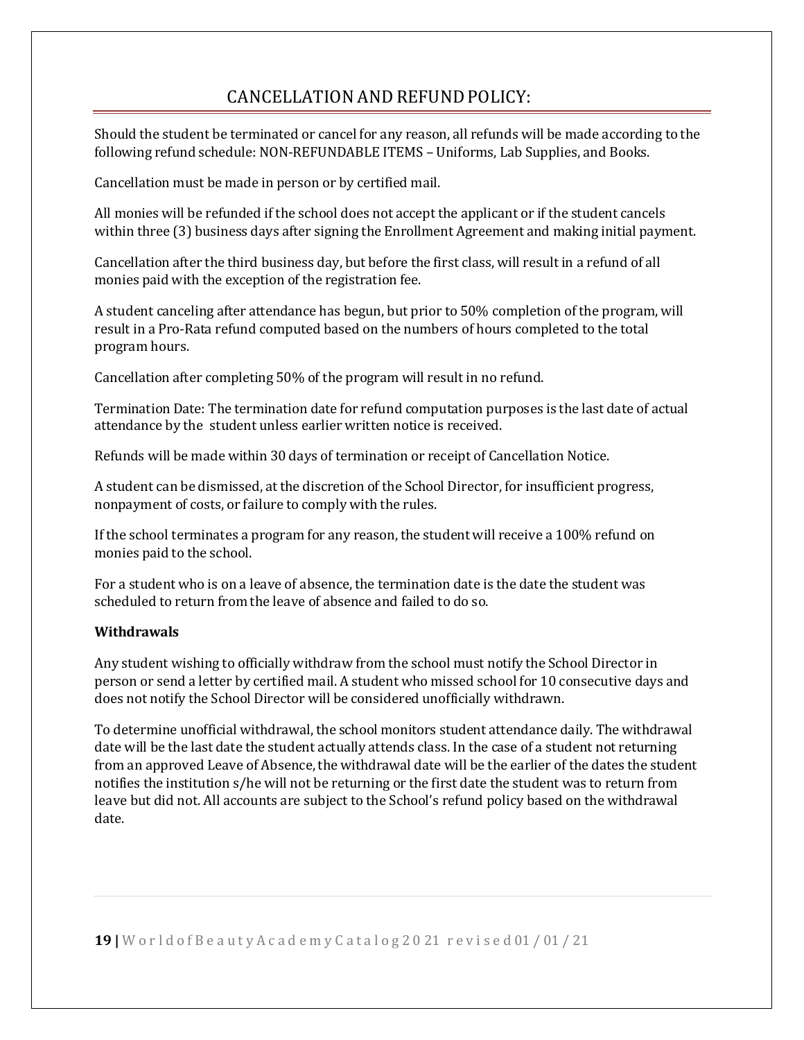# CANCELLATION AND REFUND POLICY:

Should the student be terminated or cancel for any reason, all refunds will be made according to the following refund schedule: NON-REFUNDABLE ITEMS – Uniforms, Lab Supplies, and Books.

Cancellation must be made in person or by certified mail.

All monies will be refunded if the school does not accept the applicant or if the student cancels within three (3) business days after signing the Enrollment Agreement and making initial payment.

Cancellation after the third business day, but before the first class, will result in a refund of all monies paid with the exception of the registration fee.

A student canceling after attendance has begun, but prior to 50% completion of the program, will result in a Pro-Rata refund computed based on the numbers of hours completed to the total program hours.

Cancellation after completing 50% of the program will result in no refund.

Termination Date: The termination date for refund computation purposes is the last date of actual attendance by the student unless earlier written notice is received.

Refunds will be made within 30 days of termination or receipt of Cancellation Notice.

A student can be dismissed, at the discretion of the School Director, for insufficient progress, nonpayment of costs, or failure to comply with the rules.

If the school terminates a program for any reason, the student will receive a 100% refund on monies paid to the school.

For a student who is on a leave of absence, the termination date is the date the student was scheduled to return from the leave of absence and failed to do so.

**Withdrawals**

Any student wishing to officially withdraw from the school must notify the School Director in person or send a letter by certified mail. A student who missed school for 10 consecutive days and does not notify the School Director will be considered unofficially withdrawn.

To determine unofficial withdrawal, the school monitors student attendance daily. The withdrawal date will be the last date the student actually attends class. In the case of a student not returning from an approved Leave of Absence, the withdrawal date will be the earlier of the dates the student notifies the institution s/he will not be returning or the first date the student was to return from leave but did not. All accounts are subject to the School's refund policy based on the withdrawal date.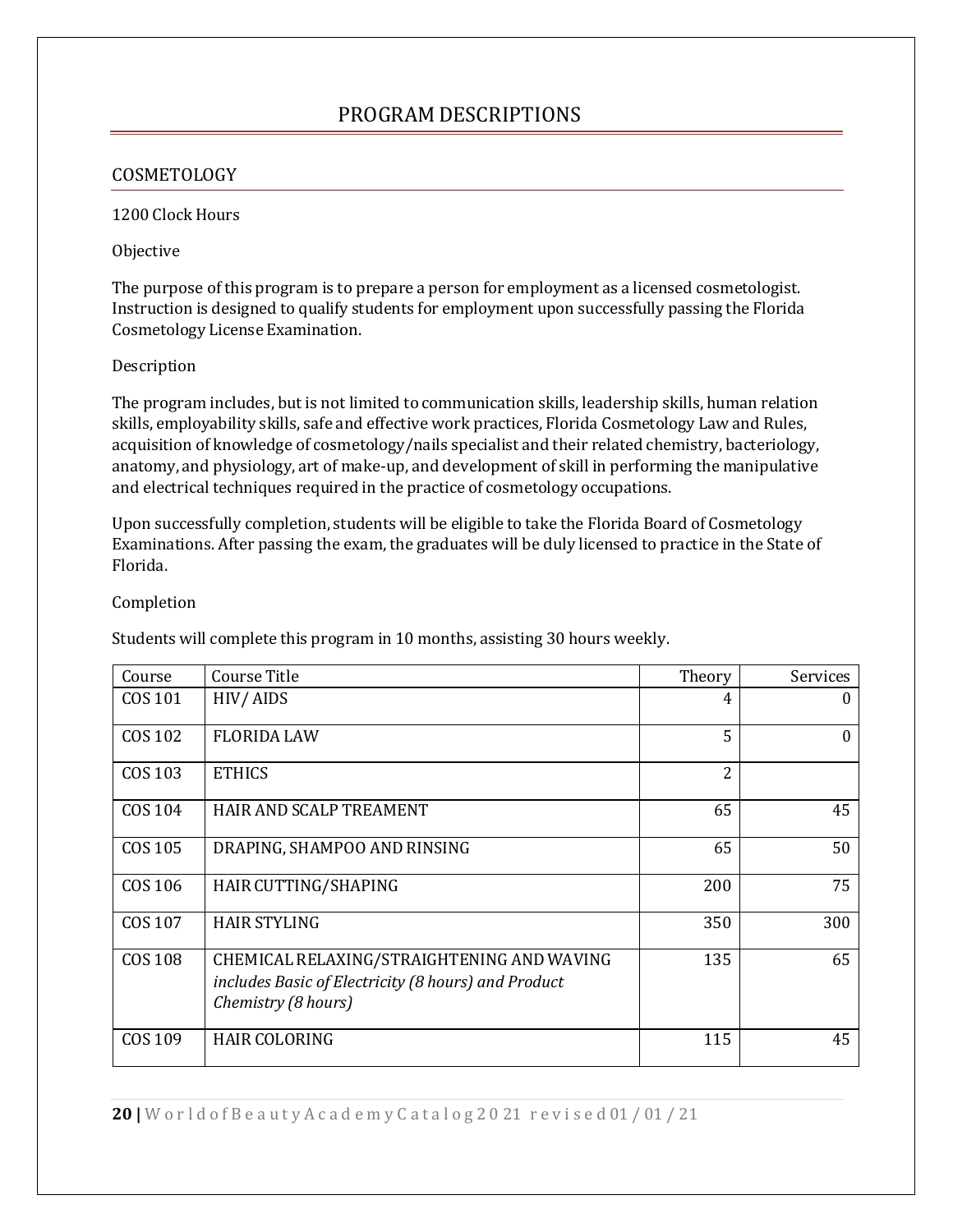# PROGRAM DESCRIPTIONS

## COSMETOLOGY

1200 Clock Hours

Objective

The purpose of this program is to prepare a person for employment as a licensed cosmetologist. Instruction is designed to qualify students for employment upon successfully passing the Florida Cosmetology License Examination.

Description

The program includes, but is not limited to communication skills, leadership skills, human relation skills, employability skills, safe and effective work practices, Florida Cosmetology Law and Rules, acquisition of knowledge of cosmetology/nails specialist and their related chemistry, bacteriology, anatomy, and physiology, art of make-up, and development of skill in performing the manipulative and electrical techniques required in the practice of cosmetology occupations.

Upon successfully completion, students will be eligible to take the Florida Board of Cosmetology Examinations. After passing the exam, the graduates will be duly licensed to practice in the State of Florida.

Completion

Students will complete this program in 10 months, assisting 30 hours weekly.

| Course | Course Title | Theory | Services |
|---|---|---|---|
| COS 101 | HIV/ AIDS | 4 | 0 |
| COS 102 | FLORIDA LAW | 5 | 0 |
| COS 103 | ETHICS | 2 | |
| COS 104 | HAIR AND SCALP TREAMENT | 65 | 45 |
| COS 105 | DRAPING, SHAMPOO AND RINSING | 65 | 50 |
| COS 106 | HAIR CUTTING/SHAPING | 200 | 75 |
| COS 107 | HAIR STYLING | 350 | 300 |
| COS 108 | CHEMICAL RELAXING/STRAIGHTENING AND WAVING *includes Basic of Electricity (8 hours) and Product Chemistry (8 hours)* | 135 | 65 |
| COS 109 | HAIR COLORING | 115 | 45 |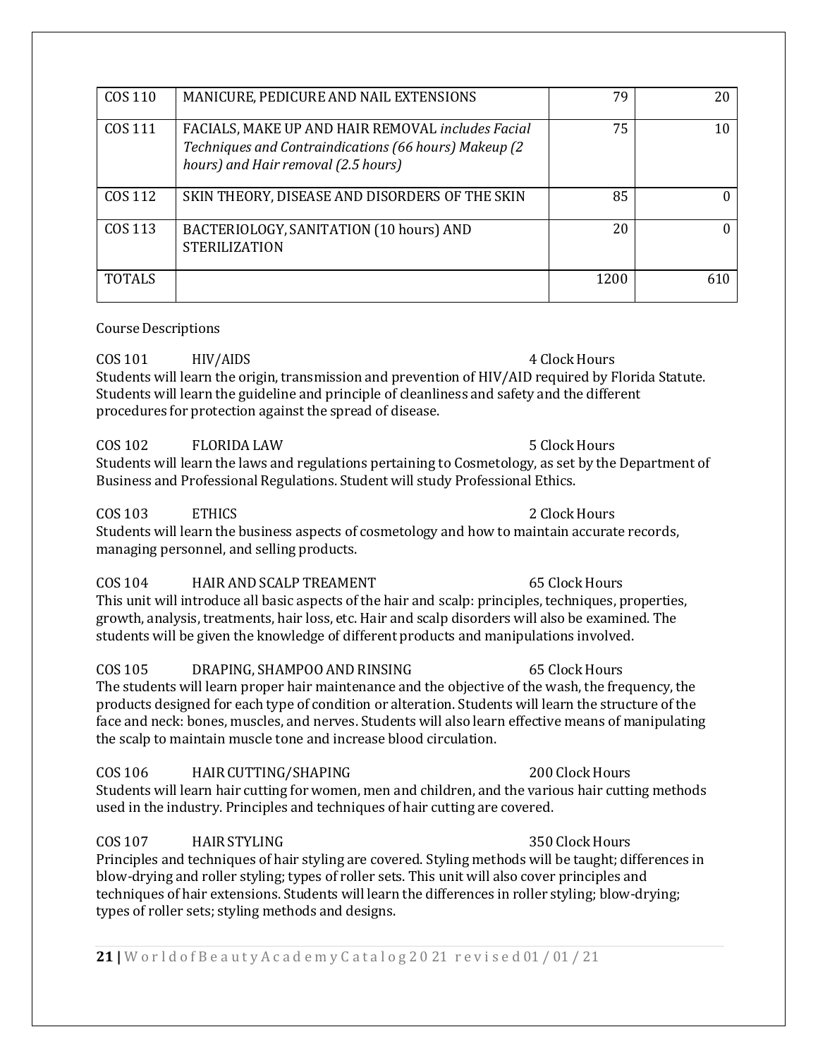| COS 110 | MANICURE, PEDICURE AND NAIL EXTENSIONS | 79 | 20 |
|---|---|---|---|
| COS 111 | FACIALS, MAKE UP AND HAIR REMOVAL *includes Facial Techniques and Contraindications (66 hours) Makeup (2 hours) and Hair removal (2.5 hours)* | 75 | 10 |
| COS 112 | SKIN THEORY, DISEASE AND DISORDERS OF THE SKIN | 85 | 0 |
| COS 113 | BACTERIOLOGY, SANITATION (10 hours) AND STERILIZATION | 20 | 0 |
| TOTALS | | 1200 | 610 |

Course Descriptions

COS 101 HIV/AIDS 4 Clock Hours
Students will learn the origin, transmission and prevention of HIV/AID required by Florida Statute. Students will learn the guideline and principle of cleanliness and safety and the different procedures for protection against the spread of disease.

COS 102 FLORIDA LAW 5 Clock Hours
Students will learn the laws and regulations pertaining to Cosmetology, as set by the Department of Business and Professional Regulations. Student will study Professional Ethics.

COS 103 ETHICS 2 Clock Hours
Students will learn the business aspects of cosmetology and how to maintain accurate records, managing personnel, and selling products.

COS 104 HAIR AND SCALP TREAMENT 65 Clock Hours
This unit will introduce all basic aspects of the hair and scalp: principles, techniques, properties, growth, analysis, treatments, hair loss, etc. Hair and scalp disorders will also be examined. The students will be given the knowledge of different products and manipulations involved.

COS 105 DRAPING, SHAMPOO AND RINSING 65 Clock Hours
The students will learn proper hair maintenance and the objective of the wash, the frequency, the products designed for each type of condition or alteration. Students will learn the structure of the face and neck: bones, muscles, and nerves. Students will also learn effective means of manipulating the scalp to maintain muscle tone and increase blood circulation.

COS 106 HAIR CUTTING/SHAPING 200 Clock Hours
Students will learn hair cutting for women, men and children, and the various hair cutting methods used in the industry. Principles and techniques of hair cutting are covered.

COS 107 HAIR STYLING 350 Clock Hours
Principles and techniques of hair styling are covered. Styling methods will be taught; differences in blow-drying and roller styling; types of roller sets. This unit will also cover principles and techniques of hair extensions. Students will learn the differences in roller styling; blow-drying; types of roller sets; styling methods and designs.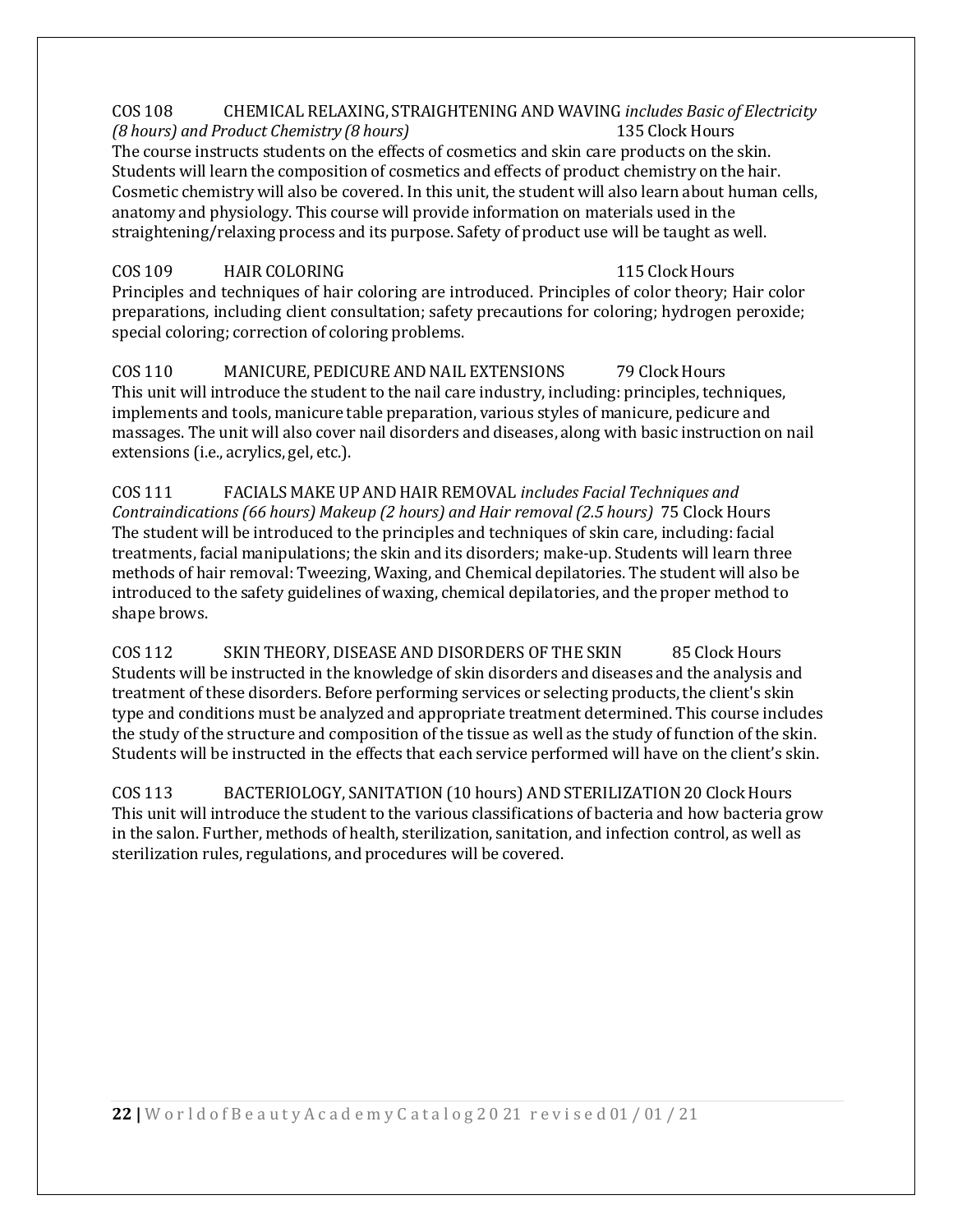**COS 108 CHEMICAL RELAXING, STRAIGHTENING AND WAVING** *includes Basic of Electricity (8 hours) and Product Chemistry (8 hours)* 135 Clock Hours

The course instructs students on the effects of cosmetics and skin care products on the skin. Students will learn the composition of cosmetics and effects of product chemistry on the hair. Cosmetic chemistry will also be covered. In this unit, the student will also learn about human cells, anatomy and physiology. This course will provide information on materials used in the straightening/relaxing process and its purpose. Safety of product use will be taught as well.

**COS 109 HAIR COLORING** 115 Clock Hours

Principles and techniques of hair coloring are introduced. Principles of color theory; Hair color preparations, including client consultation; safety precautions for coloring; hydrogen peroxide; special coloring; correction of coloring problems.

**COS 110 MANICURE, PEDICURE AND NAIL EXTENSIONS** 79 Clock Hours

This unit will introduce the student to the nail care industry, including: principles, techniques, implements and tools, manicure table preparation, various styles of manicure, pedicure and massages. The unit will also cover nail disorders and diseases, along with basic instruction on nail extensions (i.e., acrylics, gel, etc.).

**COS 111 FACIALS MAKE UP AND HAIR REMOVAL** *includes Facial Techniques and Contraindications (66 hours) Makeup (2 hours) and Hair removal (2.5 hours)* 75 Clock Hours

The student will be introduced to the principles and techniques of skin care, including: facial treatments, facial manipulations; the skin and its disorders; make-up. Students will learn three methods of hair removal: Tweezing, Waxing, and Chemical depilatories. The student will also be introduced to the safety guidelines of waxing, chemical depilatories, and the proper method to shape brows.

**COS 112 SKIN THEORY, DISEASE AND DISORDERS OF THE SKIN** 85 Clock Hours

Students will be instructed in the knowledge of skin disorders and diseases and the analysis and treatment of these disorders. Before performing services or selecting products, the client's skin type and conditions must be analyzed and appropriate treatment determined. This course includes the study of the structure and composition of the tissue as well as the study of function of the skin. Students will be instructed in the effects that each service performed will have on the client's skin.

**COS 113 BACTERIOLOGY, SANITATION (10 hours) AND STERILIZATION** 20 Clock Hours

This unit will introduce the student to the various classifications of bacteria and how bacteria grow in the salon. Further, methods of health, sterilization, sanitation, and infection control, as well as sterilization rules, regulations, and procedures will be covered.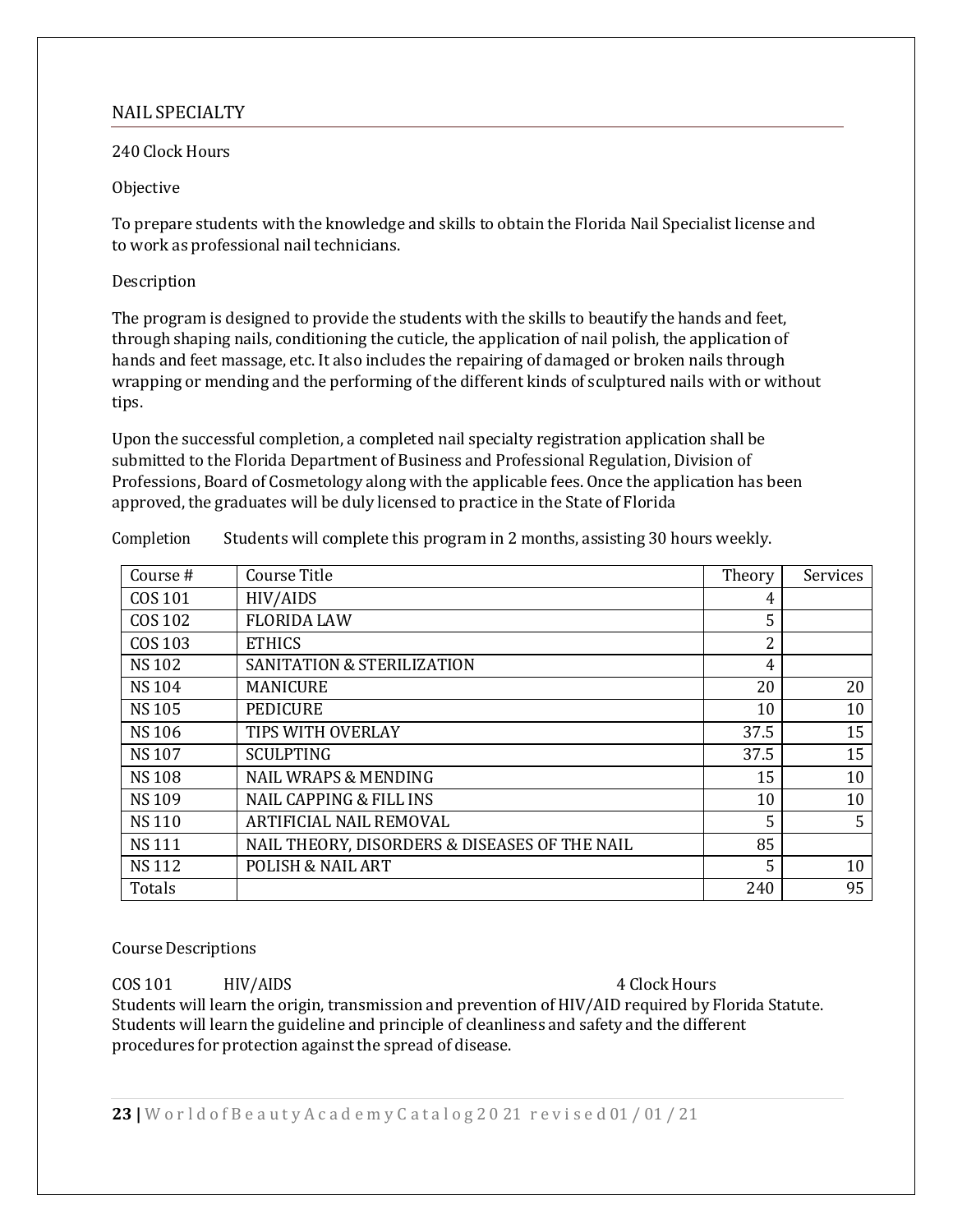## NAIL SPECIALTY

240 Clock Hours

Objective

To prepare students with the knowledge and skills to obtain the Florida Nail Specialist license and to work as professional nail technicians.

Description

The program is designed to provide the students with the skills to beautify the hands and feet, through shaping nails, conditioning the cuticle, the application of nail polish, the application of hands and feet massage, etc. It also includes the repairing of damaged or broken nails through wrapping or mending and the performing of the different kinds of sculptured nails with or without tips.

Upon the successful completion, a completed nail specialty registration application shall be submitted to the Florida Department of Business and Professional Regulation, Division of Professions, Board of Cosmetology along with the applicable fees. Once the application has been approved, the graduates will be duly licensed to practice in the State of Florida

Completion    Students will complete this program in 2 months, assisting 30 hours weekly.

| Course # | Course Title | Theory | Services |
|---|---|---|---|
| COS 101 | HIV/AIDS | 4 | |
| COS 102 | FLORIDA LAW | 5 | |
| COS 103 | ETHICS | 2 | |
| NS 102 | SANITATION & STERILIZATION | 4 | |
| NS 104 | MANICURE | 20 | 20 |
| NS 105 | PEDICURE | 10 | 10 |
| NS 106 | TIPS WITH OVERLAY | 37.5 | 15 |
| NS 107 | SCULPTING | 37.5 | 15 |
| NS 108 | NAIL WRAPS & MENDING | 15 | 10 |
| NS 109 | NAIL CAPPING & FILL INS | 10 | 10 |
| NS 110 | ARTIFICIAL NAIL REMOVAL | 5 | 5 |
| NS 111 | NAIL THEORY, DISORDERS & DISEASES OF THE NAIL | 85 | |
| NS 112 | POLISH & NAIL ART | 5 | 10 |
| Totals | | 240 | 95 |

Course Descriptions

COS 101    HIV/AIDS    4 Clock Hours

Students will learn the origin, transmission and prevention of HIV/AID required by Florida Statute. Students will learn the guideline and principle of cleanliness and safety and the different procedures for protection against the spread of disease.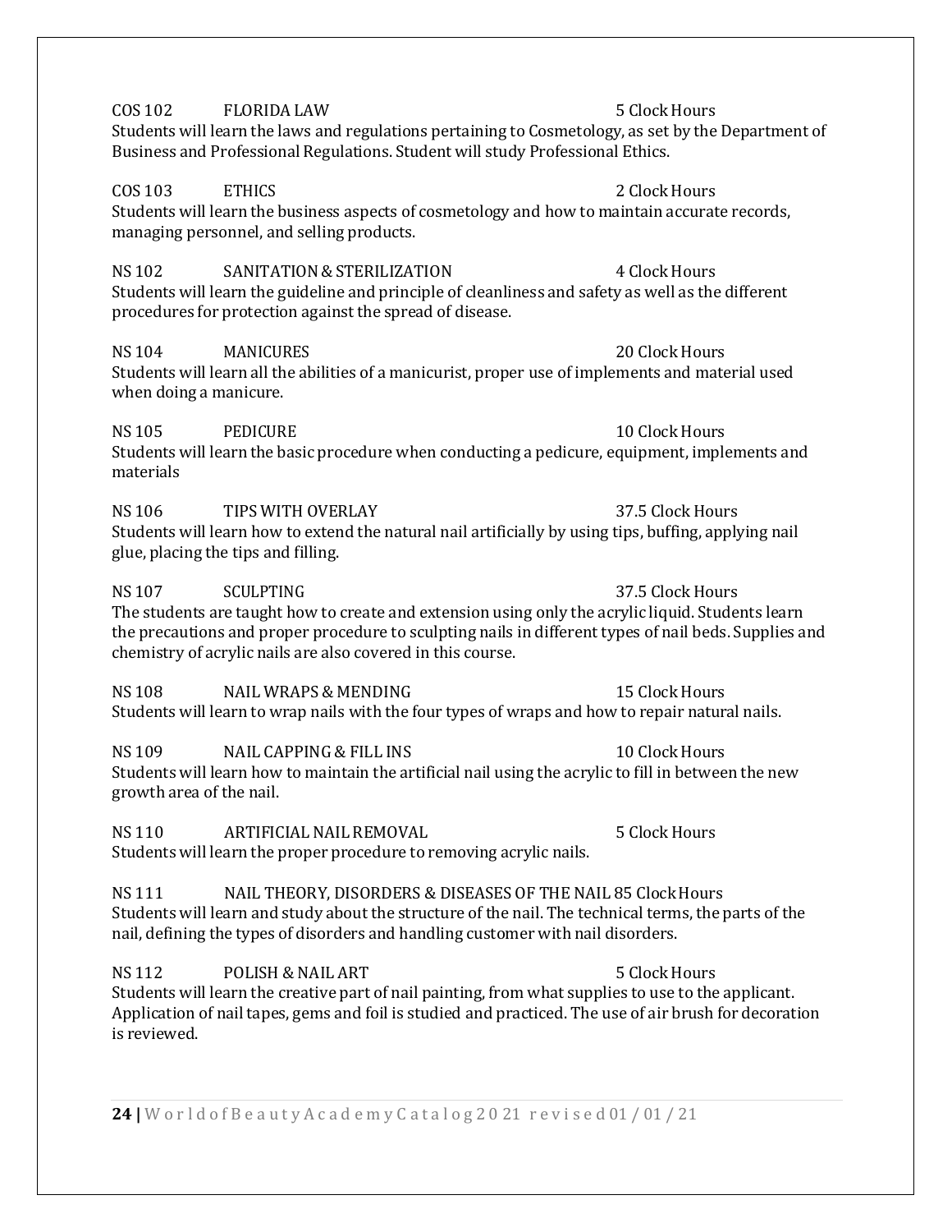**COS 102 FLORIDA LAW** — 5 Clock Hours

Students will learn the laws and regulations pertaining to Cosmetology, as set by the Department of Business and Professional Regulations. Student will study Professional Ethics.

**COS 103 ETHICS** — 2 Clock Hours

Students will learn the business aspects of cosmetology and how to maintain accurate records, managing personnel, and selling products.

**NS 102 SANITATION & STERILIZATION** — 4 Clock Hours

Students will learn the guideline and principle of cleanliness and safety as well as the different procedures for protection against the spread of disease.

**NS 104 MANICURES** — 20 Clock Hours

Students will learn all the abilities of a manicurist, proper use of implements and material used when doing a manicure.

**NS 105 PEDICURE** — 10 Clock Hours

Students will learn the basic procedure when conducting a pedicure, equipment, implements and materials

**NS 106 TIPS WITH OVERLAY** — 37.5 Clock Hours

Students will learn how to extend the natural nail artificially by using tips, buffing, applying nail glue, placing the tips and filling.

**NS 107 SCULPTING** — 37.5 Clock Hours

The students are taught how to create and extension using only the acrylic liquid. Students learn the precautions and proper procedure to sculpting nails in different types of nail beds. Supplies and chemistry of acrylic nails are also covered in this course.

**NS 108 NAIL WRAPS & MENDING** — 15 Clock Hours

Students will learn to wrap nails with the four types of wraps and how to repair natural nails.

**NS 109 NAIL CAPPING & FILL INS** — 10 Clock Hours

Students will learn how to maintain the artificial nail using the acrylic to fill in between the new growth area of the nail.

**NS 110 ARTIFICIAL NAIL REMOVAL** — 5 Clock Hours

Students will learn the proper procedure to removing acrylic nails.

**NS 111 NAIL THEORY, DISORDERS & DISEASES OF THE NAIL** — 85 Clock Hours

Students will learn and study about the structure of the nail. The technical terms, the parts of the nail, defining the types of disorders and handling customer with nail disorders.

**NS 112 POLISH & NAIL ART** — 5 Clock Hours

Students will learn the creative part of nail painting, from what supplies to use to the applicant. Application of nail tapes, gems and foil is studied and practiced. The use of air brush for decoration is reviewed.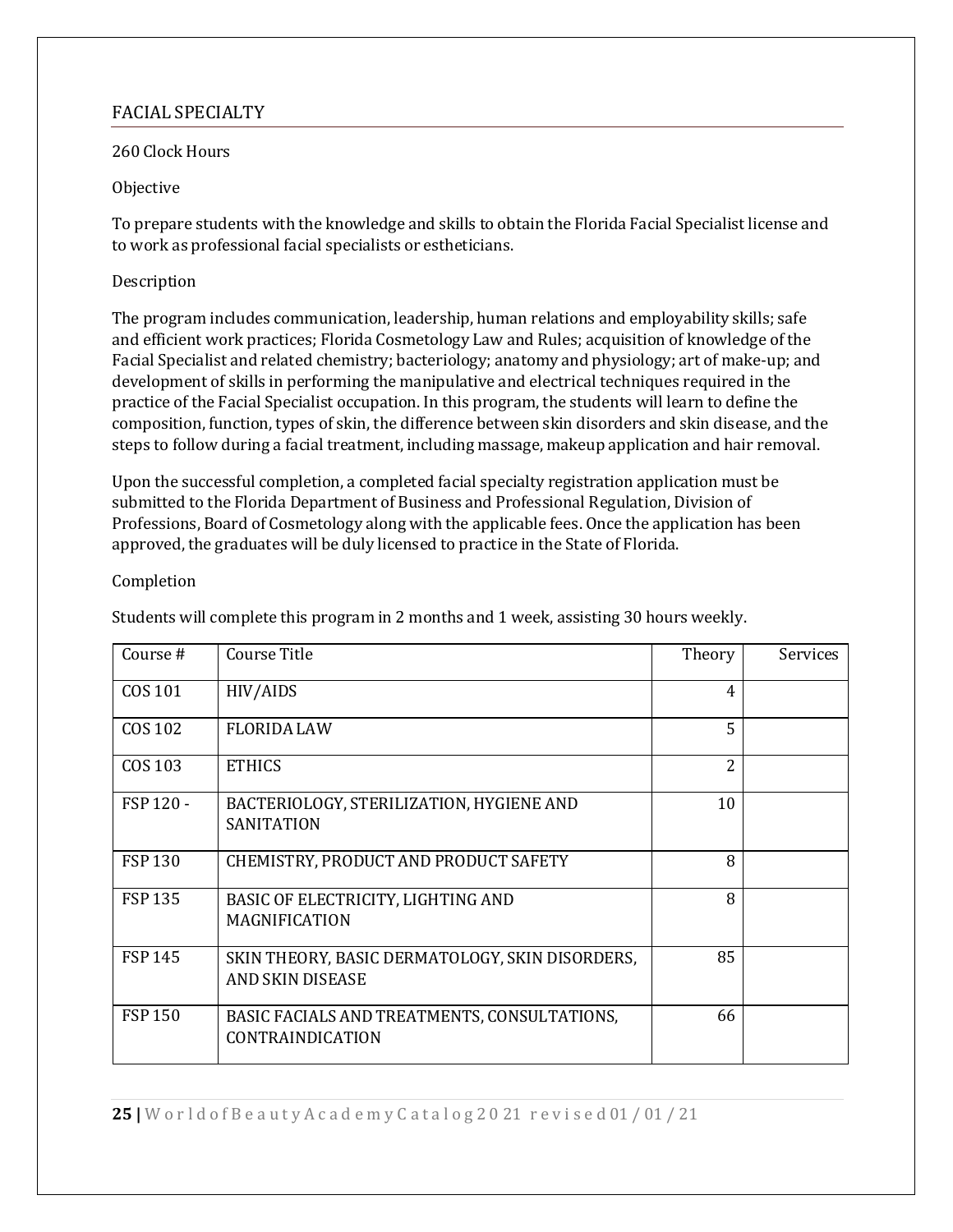## FACIAL SPECIALTY

260 Clock Hours

Objective

To prepare students with the knowledge and skills to obtain the Florida Facial Specialist license and to work as professional facial specialists or estheticians.

Description

The program includes communication, leadership, human relations and employability skills; safe and efficient work practices; Florida Cosmetology Law and Rules; acquisition of knowledge of the Facial Specialist and related chemistry; bacteriology; anatomy and physiology; art of make-up; and development of skills in performing the manipulative and electrical techniques required in the practice of the Facial Specialist occupation. In this program, the students will learn to define the composition, function, types of skin, the difference between skin disorders and skin disease, and the steps to follow during a facial treatment, including massage, makeup application and hair removal.

Upon the successful completion, a completed facial specialty registration application must be submitted to the Florida Department of Business and Professional Regulation, Division of Professions, Board of Cosmetology along with the applicable fees. Once the application has been approved, the graduates will be duly licensed to practice in the State of Florida.

Completion

Students will complete this program in 2 months and 1 week, assisting 30 hours weekly.

| Course # | Course Title | Theory | Services |
|---|---|---|---|
| COS 101 | HIV/AIDS | 4 | |
| COS 102 | FLORIDA LAW | 5 | |
| COS 103 | ETHICS | 2 | |
| FSP 120 - | BACTERIOLOGY, STERILIZATION, HYGIENE AND SANITATION | 10 | |
| FSP 130 | CHEMISTRY, PRODUCT AND PRODUCT SAFETY | 8 | |
| FSP 135 | BASIC OF ELECTRICITY, LIGHTING AND MAGNIFICATION | 8 | |
| FSP 145 | SKIN THEORY, BASIC DERMATOLOGY, SKIN DISORDERS, AND SKIN DISEASE | 85 | |
| FSP 150 | BASIC FACIALS AND TREATMENTS, CONSULTATIONS, CONTRAINDICATION | 66 | |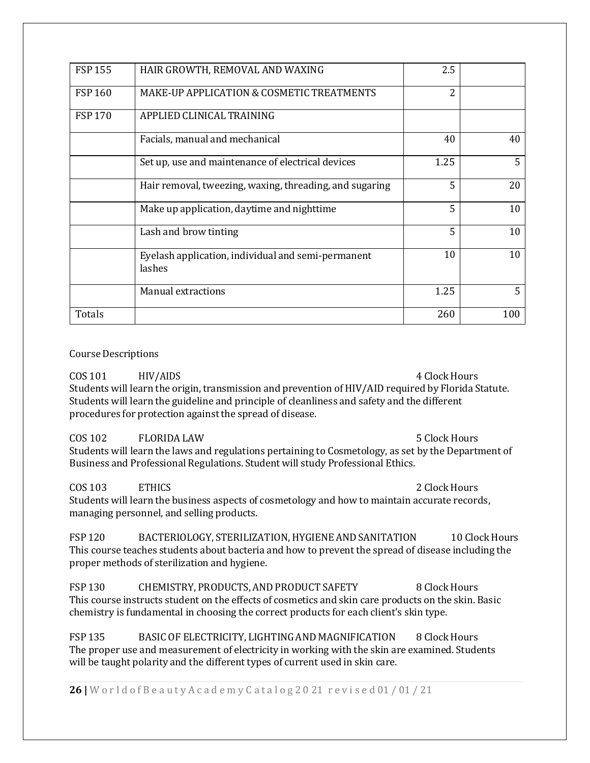| | | | |
|---|---|---|---|
| FSP 155 | HAIR GROWTH, REMOVAL AND WAXING | 2.5 | |
| FSP 160 | MAKE-UP APPLICATION & COSMETIC TREATMENTS | 2 | |
| FSP 170 | APPLIED CLINICAL TRAINING | | |
| | Facials, manual and mechanical | 40 | 40 |
| | Set up, use and maintenance of electrical devices | 1.25 | 5 |
| | Hair removal, tweezing, waxing, threading, and sugaring | 5 | 20 |
| | Make up application, daytime and nighttime | 5 | 10 |
| | Lash and brow tinting | 5 | 10 |
| | Eyelash application, individual and semi-permanent lashes | 10 | 10 |
| | Manual extractions | 1.25 | 5 |
| Totals | | 260 | 100 |

Course Descriptions

COS 101 HIV/AIDS 4 Clock Hours
Students will learn the origin, transmission and prevention of HIV/AID required by Florida Statute. Students will learn the guideline and principle of cleanliness and safety and the different procedures for protection against the spread of disease.

COS 102 FLORIDA LAW 5 Clock Hours
Students will learn the laws and regulations pertaining to Cosmetology, as set by the Department of Business and Professional Regulations. Student will study Professional Ethics.

COS 103 ETHICS 2 Clock Hours
Students will learn the business aspects of cosmetology and how to maintain accurate records, managing personnel, and selling products.

FSP 120 BACTERIOLOGY, STERILIZATION, HYGIENE AND SANITATION 10 Clock Hours
This course teaches students about bacteria and how to prevent the spread of disease including the proper methods of sterilization and hygiene.

FSP 130 CHEMISTRY, PRODUCTS, AND PRODUCT SAFETY 8 Clock Hours
This course instructs student on the effects of cosmetics and skin care products on the skin. Basic chemistry is fundamental in choosing the correct products for each client's skin type.

FSP 135 BASIC OF ELECTRICITY, LIGHTING AND MAGNIFICATION 8 Clock Hours
The proper use and measurement of electricity in working with the skin are examined. Students will be taught polarity and the different types of current used in skin care.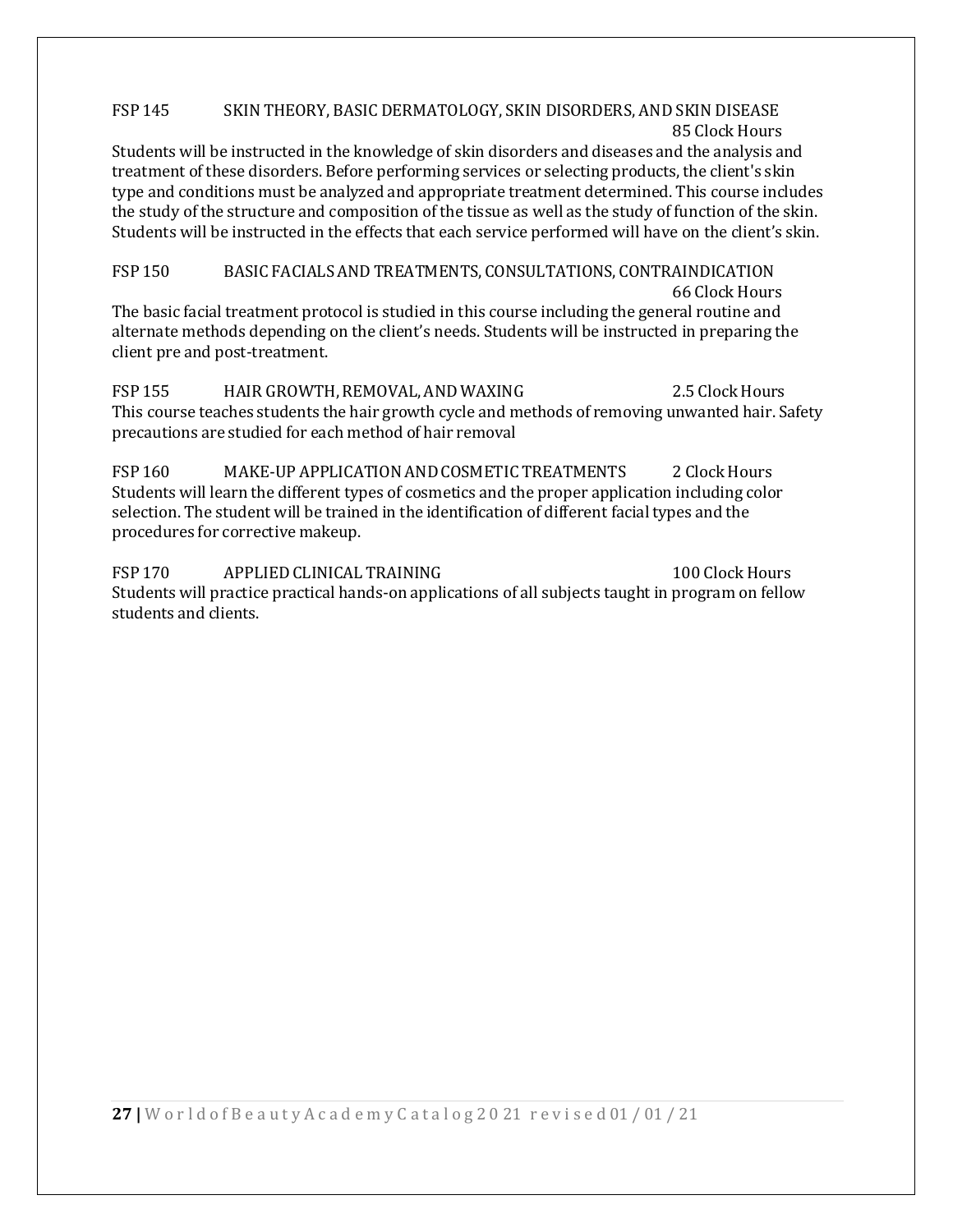**FSP 145 SKIN THEORY, BASIC DERMATOLOGY, SKIN DISORDERS, AND SKIN DISEASE** 85 Clock Hours

Students will be instructed in the knowledge of skin disorders and diseases and the analysis and treatment of these disorders. Before performing services or selecting products, the client's skin type and conditions must be analyzed and appropriate treatment determined. This course includes the study of the structure and composition of the tissue as well as the study of function of the skin. Students will be instructed in the effects that each service performed will have on the client's skin.

**FSP 150 BASIC FACIALS AND TREATMENTS, CONSULTATIONS, CONTRAINDICATION** 66 Clock Hours

The basic facial treatment protocol is studied in this course including the general routine and alternate methods depending on the client's needs. Students will be instructed in preparing the client pre and post-treatment.

**FSP 155 HAIR GROWTH, REMOVAL, AND WAXING** 2.5 Clock Hours

This course teaches students the hair growth cycle and methods of removing unwanted hair. Safety precautions are studied for each method of hair removal

**FSP 160 MAKE-UP APPLICATION AND COSMETIC TREATMENTS** 2 Clock Hours

Students will learn the different types of cosmetics and the proper application including color selection. The student will be trained in the identification of different facial types and the procedures for corrective makeup.

**FSP 170 APPLIED CLINICAL TRAINING** 100 Clock Hours

Students will practice practical hands-on applications of all subjects taught in program on fellow students and clients.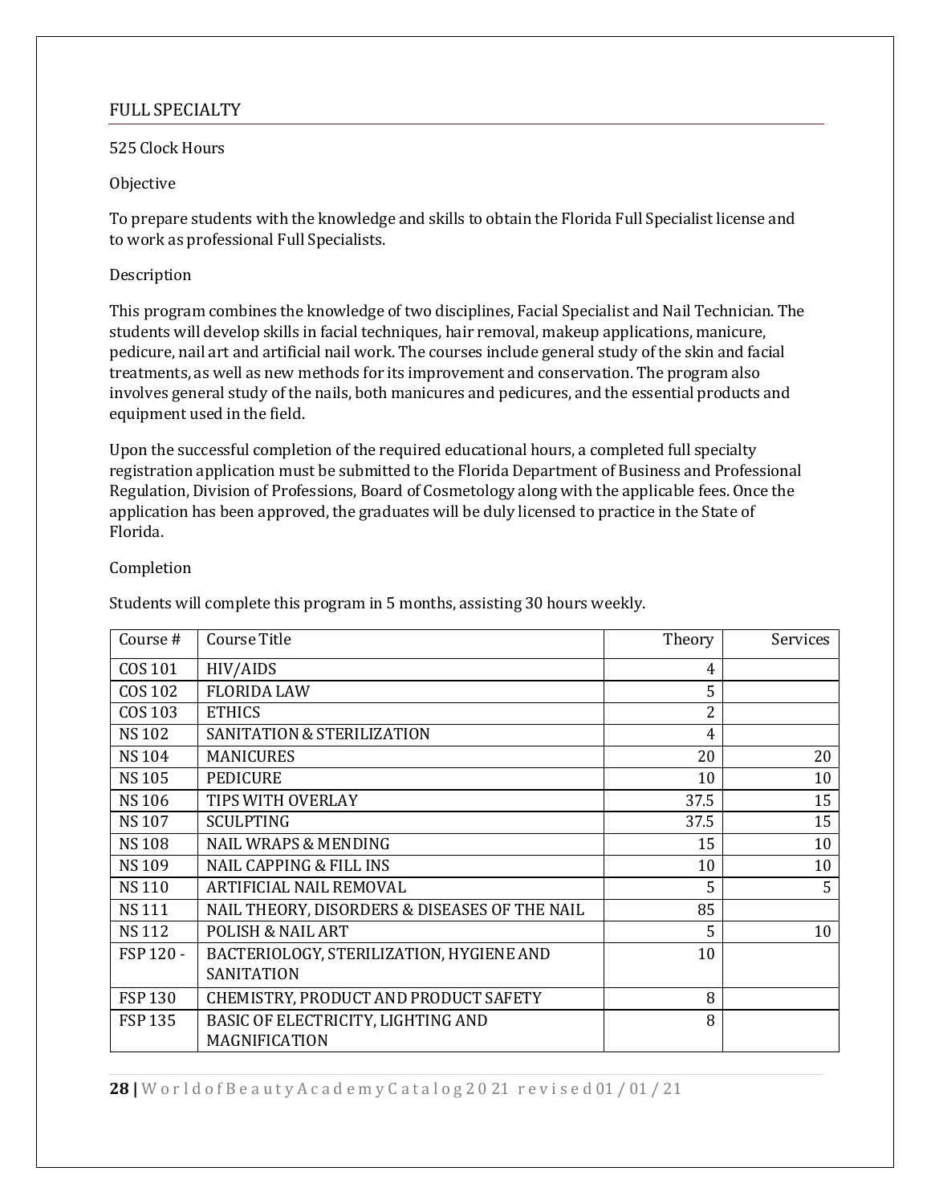## FULL SPECIALTY

525 Clock Hours

Objective

To prepare students with the knowledge and skills to obtain the Florida Full Specialist license and to work as professional Full Specialists.

Description

This program combines the knowledge of two disciplines, Facial Specialist and Nail Technician. The students will develop skills in facial techniques, hair removal, makeup applications, manicure, pedicure, nail art and artificial nail work. The courses include general study of the skin and facial treatments, as well as new methods for its improvement and conservation. The program also involves general study of the nails, both manicures and pedicures, and the essential products and equipment used in the field.

Upon the successful completion of the required educational hours, a completed full specialty registration application must be submitted to the Florida Department of Business and Professional Regulation, Division of Professions, Board of Cosmetology along with the applicable fees. Once the application has been approved, the graduates will be duly licensed to practice in the State of Florida.

Completion

Students will complete this program in 5 months, assisting 30 hours weekly.

| Course # | Course Title | Theory | Services |
|---|---|---|---|
| COS 101 | HIV/AIDS | 4 | |
| COS 102 | FLORIDA LAW | 5 | |
| COS 103 | ETHICS | 2 | |
| NS 102 | SANITATION & STERILIZATION | 4 | |
| NS 104 | MANICURES | 20 | 20 |
| NS 105 | PEDICURE | 10 | 10 |
| NS 106 | TIPS WITH OVERLAY | 37.5 | 15 |
| NS 107 | SCULPTING | 37.5 | 15 |
| NS 108 | NAIL WRAPS & MENDING | 15 | 10 |
| NS 109 | NAIL CAPPING & FILL INS | 10 | 10 |
| NS 110 | ARTIFICIAL NAIL REMOVAL | 5 | 5 |
| NS 111 | NAIL THEORY, DISORDERS & DISEASES OF THE NAIL | 85 | |
| NS 112 | POLISH & NAIL ART | 5 | 10 |
| FSP 120 - | BACTERIOLOGY, STERILIZATION, HYGIENE AND SANITATION | 10 | |
| FSP 130 | CHEMISTRY, PRODUCT AND PRODUCT SAFETY | 8 | |
| FSP 135 | BASIC OF ELECTRICITY, LIGHTING AND MAGNIFICATION | 8 | |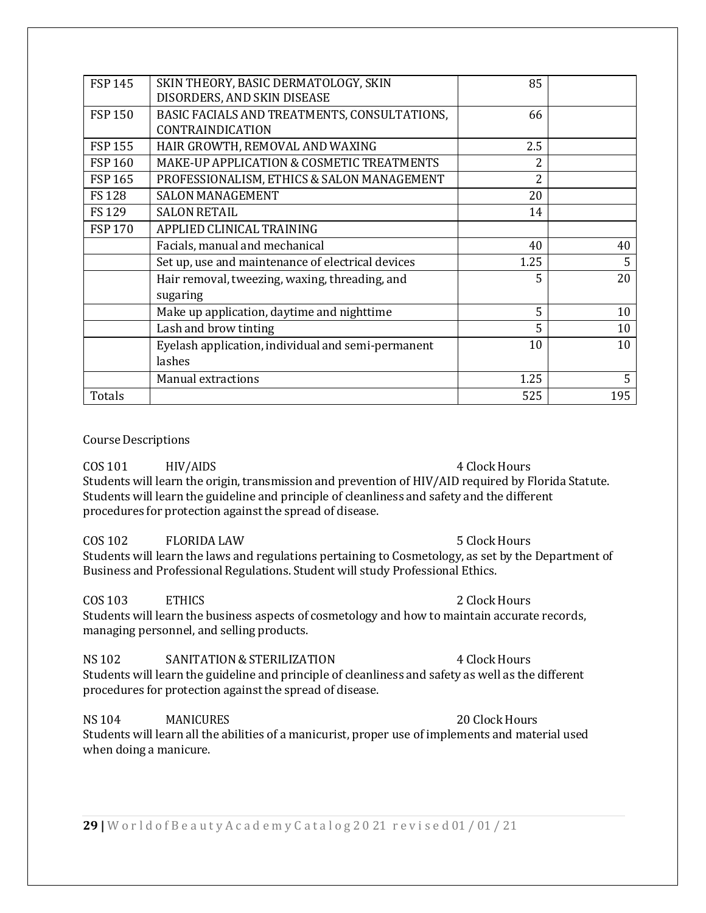| | | | |
|---|---|---|---|
| FSP 145 | SKIN THEORY, BASIC DERMATOLOGY, SKIN DISORDERS, AND SKIN DISEASE | 85 | |
| FSP 150 | BASIC FACIALS AND TREATMENTS, CONSULTATIONS, CONTRAINDICATION | 66 | |
| FSP 155 | HAIR GROWTH, REMOVAL AND WAXING | 2.5 | |
| FSP 160 | MAKE-UP APPLICATION & COSMETIC TREATMENTS | 2 | |
| FSP 165 | PROFESSIONALISM, ETHICS & SALON MANAGEMENT | 2 | |
| FS 128 | SALON MANAGEMENT | 20 | |
| FS 129 | SALON RETAIL | 14 | |
| FSP 170 | APPLIED CLINICAL TRAINING | | |
| | Facials, manual and mechanical | 40 | 40 |
| | Set up, use and maintenance of electrical devices | 1.25 | 5 |
| | Hair removal, tweezing, waxing, threading, and sugaring | 5 | 20 |
| | Make up application, daytime and nighttime | 5 | 10 |
| | Lash and brow tinting | 5 | 10 |
| | Eyelash application, individual and semi-permanent lashes | 10 | 10 |
| | Manual extractions | 1.25 | 5 |
| Totals | | 525 | 195 |

Course Descriptions

COS 101 HIV/AIDS 4 Clock Hours
Students will learn the origin, transmission and prevention of HIV/AID required by Florida Statute. Students will learn the guideline and principle of cleanliness and safety and the different procedures for protection against the spread of disease.

COS 102 FLORIDA LAW 5 Clock Hours
Students will learn the laws and regulations pertaining to Cosmetology, as set by the Department of Business and Professional Regulations. Student will study Professional Ethics.

COS 103 ETHICS 2 Clock Hours
Students will learn the business aspects of cosmetology and how to maintain accurate records, managing personnel, and selling products.

NS 102 SANITATION & STERILIZATION 4 Clock Hours
Students will learn the guideline and principle of cleanliness and safety as well as the different procedures for protection against the spread of disease.

NS 104 MANICURES 20 Clock Hours
Students will learn all the abilities of a manicurist, proper use of implements and material used when doing a manicure.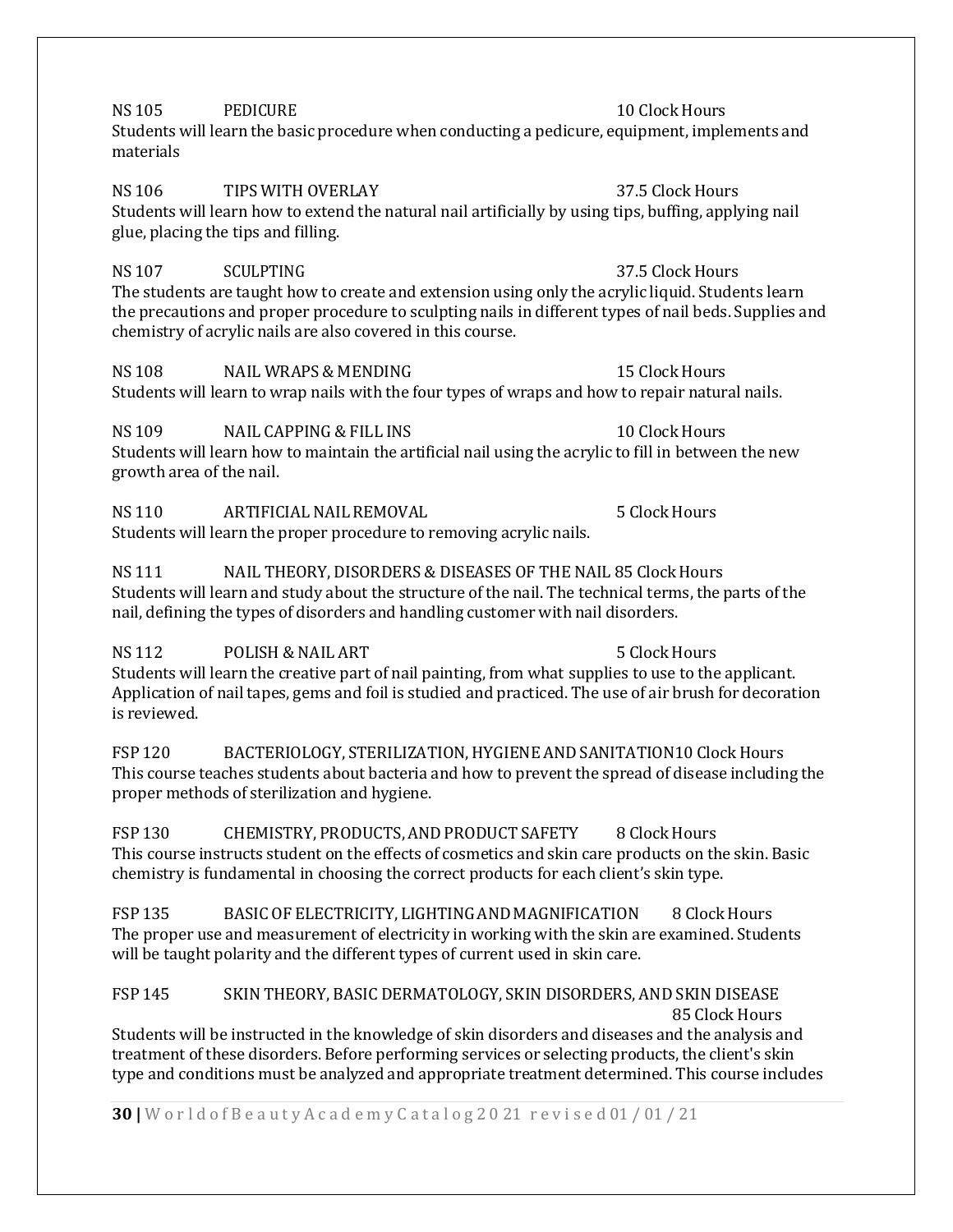**NS 105 PEDICURE** 10 Clock Hours

Students will learn the basic procedure when conducting a pedicure, equipment, implements and materials

**NS 106 TIPS WITH OVERLAY** 37.5 Clock Hours

Students will learn how to extend the natural nail artificially by using tips, buffing, applying nail glue, placing the tips and filling.

**NS 107 SCULPTING** 37.5 Clock Hours

The students are taught how to create and extension using only the acrylic liquid. Students learn the precautions and proper procedure to sculpting nails in different types of nail beds. Supplies and chemistry of acrylic nails are also covered in this course.

**NS 108 NAIL WRAPS & MENDING** 15 Clock Hours

Students will learn to wrap nails with the four types of wraps and how to repair natural nails.

**NS 109 NAIL CAPPING & FILL INS** 10 Clock Hours

Students will learn how to maintain the artificial nail using the acrylic to fill in between the new growth area of the nail.

**NS 110 ARTIFICIAL NAIL REMOVAL** 5 Clock Hours

Students will learn the proper procedure to removing acrylic nails.

**NS 111 NAIL THEORY, DISORDERS & DISEASES OF THE NAIL** 85 Clock Hours

Students will learn and study about the structure of the nail. The technical terms, the parts of the nail, defining the types of disorders and handling customer with nail disorders.

**NS 112 POLISH & NAIL ART** 5 Clock Hours

Students will learn the creative part of nail painting, from what supplies to use to the applicant. Application of nail tapes, gems and foil is studied and practiced. The use of air brush for decoration is reviewed.

**FSP 120 BACTERIOLOGY, STERILIZATION, HYGIENE AND SANITATION** 10 Clock Hours

This course teaches students about bacteria and how to prevent the spread of disease including the proper methods of sterilization and hygiene.

**FSP 130 CHEMISTRY, PRODUCTS, AND PRODUCT SAFETY** 8 Clock Hours

This course instructs student on the effects of cosmetics and skin care products on the skin. Basic chemistry is fundamental in choosing the correct products for each client's skin type.

**FSP 135 BASIC OF ELECTRICITY, LIGHTING AND MAGNIFICATION** 8 Clock Hours

The proper use and measurement of electricity in working with the skin are examined. Students will be taught polarity and the different types of current used in skin care.

**FSP 145 SKIN THEORY, BASIC DERMATOLOGY, SKIN DISORDERS, AND SKIN DISEASE** 85 Clock Hours

Students will be instructed in the knowledge of skin disorders and diseases and the analysis and treatment of these disorders. Before performing services or selecting products, the client's skin type and conditions must be analyzed and appropriate treatment determined. This course includes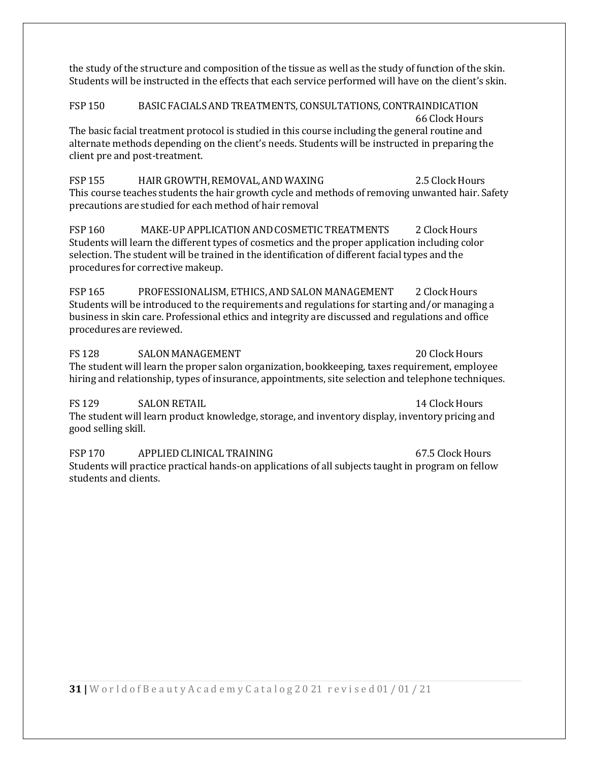the study of the structure and composition of the tissue as well as the study of function of the skin. Students will be instructed in the effects that each service performed will have on the client's skin.

**FSP 150 BASIC FACIALS AND TREATMENTS, CONSULTATIONS, CONTRAINDICATION — 66 Clock Hours**

The basic facial treatment protocol is studied in this course including the general routine and alternate methods depending on the client's needs. Students will be instructed in preparing the client pre and post-treatment.

**FSP 155 HAIR GROWTH, REMOVAL, AND WAXING — 2.5 Clock Hours**

This course teaches students the hair growth cycle and methods of removing unwanted hair. Safety precautions are studied for each method of hair removal

**FSP 160 MAKE-UP APPLICATION AND COSMETIC TREATMENTS — 2 Clock Hours**

Students will learn the different types of cosmetics and the proper application including color selection. The student will be trained in the identification of different facial types and the procedures for corrective makeup.

**FSP 165 PROFESSIONALISM, ETHICS, AND SALON MANAGEMENT — 2 Clock Hours**

Students will be introduced to the requirements and regulations for starting and/or managing a business in skin care. Professional ethics and integrity are discussed and regulations and office procedures are reviewed.

**FS 128 SALON MANAGEMENT — 20 Clock Hours**

The student will learn the proper salon organization, bookkeeping, taxes requirement, employee hiring and relationship, types of insurance, appointments, site selection and telephone techniques.

**FS 129 SALON RETAIL — 14 Clock Hours**

The student will learn product knowledge, storage, and inventory display, inventory pricing and good selling skill.

**FSP 170 APPLIED CLINICAL TRAINING — 67.5 Clock Hours**

Students will practice practical hands-on applications of all subjects taught in program on fellow students and clients.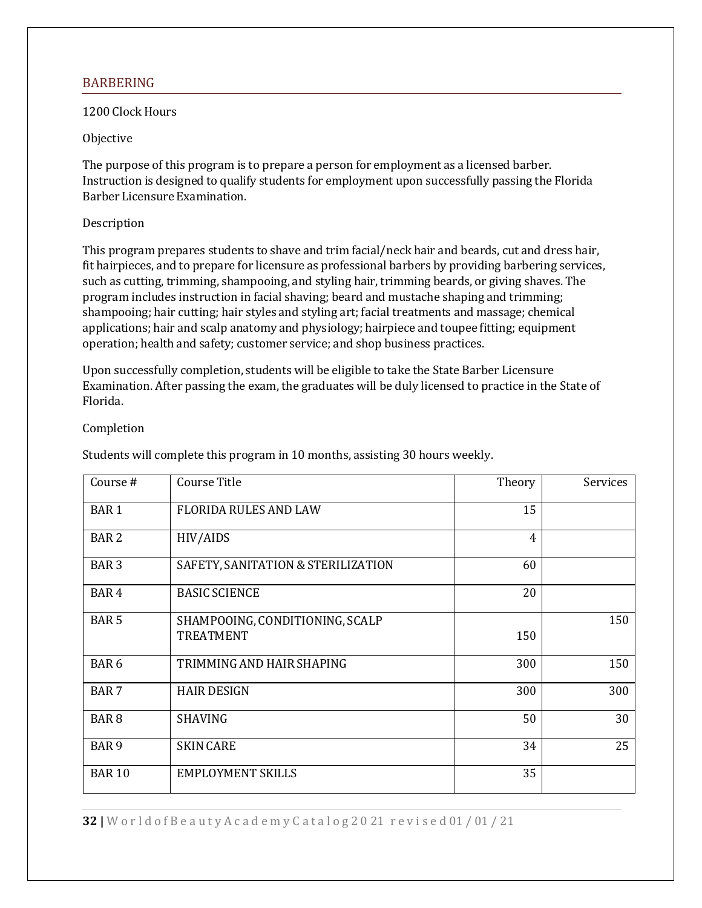## BARBERING

1200 Clock Hours

Objective

The purpose of this program is to prepare a person for employment as a licensed barber. Instruction is designed to qualify students for employment upon successfully passing the Florida Barber Licensure Examination.

Description

This program prepares students to shave and trim facial/neck hair and beards, cut and dress hair, fit hairpieces, and to prepare for licensure as professional barbers by providing barbering services, such as cutting, trimming, shampooing, and styling hair, trimming beards, or giving shaves. The program includes instruction in facial shaving; beard and mustache shaping and trimming; shampooing; hair cutting; hair styles and styling art; facial treatments and massage; chemical applications; hair and scalp anatomy and physiology; hairpiece and toupee fitting; equipment operation; health and safety; customer service; and shop business practices.

Upon successfully completion, students will be eligible to take the State Barber Licensure Examination. After passing the exam, the graduates will be duly licensed to practice in the State of Florida.

Completion

Students will complete this program in 10 months, assisting 30 hours weekly.

| Course # | Course Title | Theory | Services |
|---|---|---|---|
| BAR 1 | FLORIDA RULES AND LAW | 15 | |
| BAR 2 | HIV/AIDS | 4 | |
| BAR 3 | SAFETY, SANITATION & STERILIZATION | 60 | |
| BAR 4 | BASIC SCIENCE | 20 | |
| BAR 5 | SHAMPOOING, CONDITIONING, SCALP TREATMENT | 150 | 150 |
| BAR 6 | TRIMMING AND HAIR SHAPING | 300 | 150 |
| BAR 7 | HAIR DESIGN | 300 | 300 |
| BAR 8 | SHAVING | 50 | 30 |
| BAR 9 | SKIN CARE | 34 | 25 |
| BAR 10 | EMPLOYMENT SKILLS | 35 | |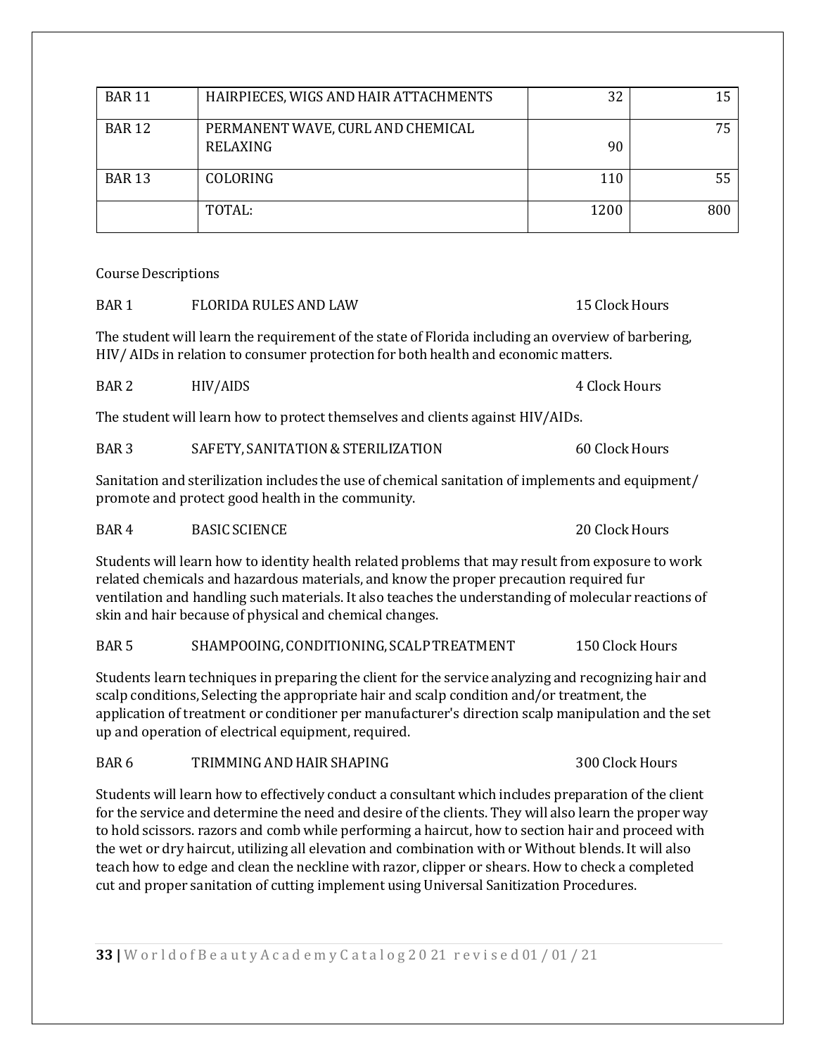| BAR 11 | HAIRPIECES, WIGS AND HAIR ATTACHMENTS | 32 | 15 |
|---|---|---|---|
| BAR 12 | PERMANENT WAVE, CURL AND CHEMICAL RELAXING | 90 | 75 |
| BAR 13 | COLORING | 110 | 55 |
| | TOTAL: | 1200 | 800 |

Course Descriptions

BAR 1 FLORIDA RULES AND LAW 15 Clock Hours

The student will learn the requirement of the state of Florida including an overview of barbering, HIV/ AIDs in relation to consumer protection for both health and economic matters.

BAR 2 HIV/AIDS 4 Clock Hours

The student will learn how to protect themselves and clients against HIV/AIDs.

BAR 3 SAFETY, SANITATION & STERILIZATION 60 Clock Hours

Sanitation and sterilization includes the use of chemical sanitation of implements and equipment/ promote and protect good health in the community.

BAR 4 BASIC SCIENCE 20 Clock Hours

Students will learn how to identity health related problems that may result from exposure to work related chemicals and hazardous materials, and know the proper precaution required fur ventilation and handling such materials. It also teaches the understanding of molecular reactions of skin and hair because of physical and chemical changes.

BAR 5 SHAMPOOING, CONDITIONING, SCALP TREATMENT 150 Clock Hours

Students learn techniques in preparing the client for the service analyzing and recognizing hair and scalp conditions, Selecting the appropriate hair and scalp condition and/or treatment, the application of treatment or conditioner per manufacturer's direction scalp manipulation and the set up and operation of electrical equipment, required.

BAR 6 TRIMMING AND HAIR SHAPING 300 Clock Hours

Students will learn how to effectively conduct a consultant which includes preparation of the client for the service and determine the need and desire of the clients. They will also learn the proper way to hold scissors. razors and comb while performing a haircut, how to section hair and proceed with the wet or dry haircut, utilizing all elevation and combination with or Without blends. It will also teach how to edge and clean the neckline with razor, clipper or shears. How to check a completed cut and proper sanitation of cutting implement using Universal Sanitization Procedures.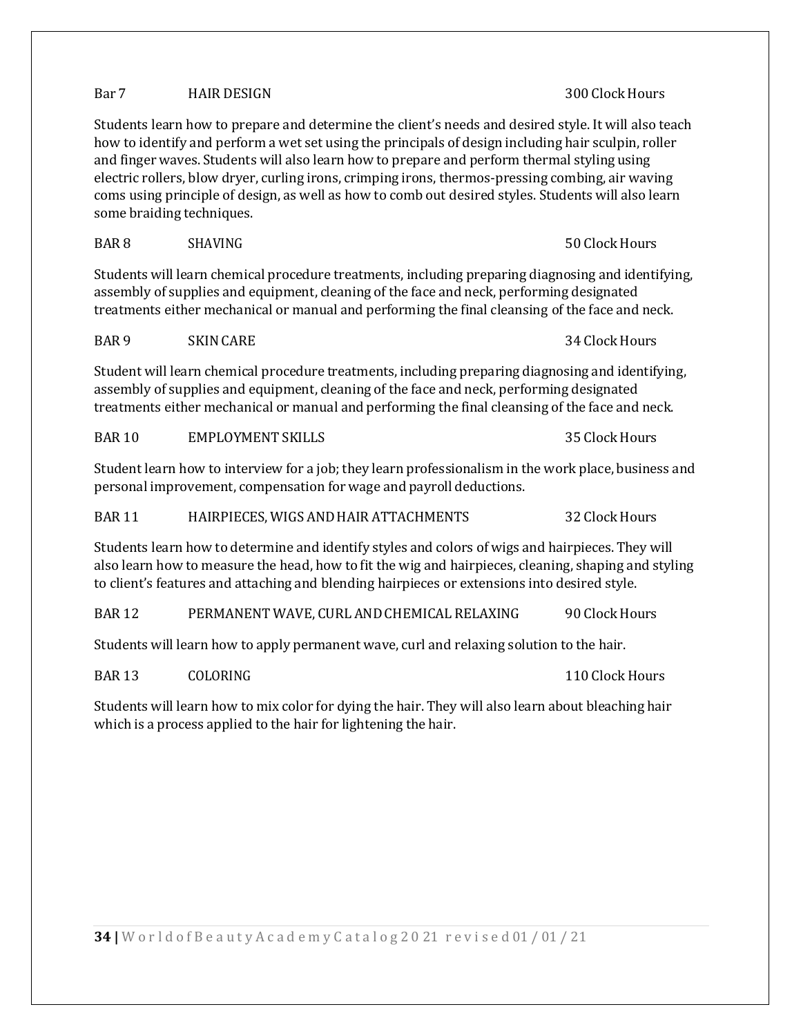**Bar 7 HAIR DESIGN — 300 Clock Hours**

Students learn how to prepare and determine the client's needs and desired style. It will also teach how to identify and perform a wet set using the principals of design including hair sculpin, roller and finger waves. Students will also learn how to prepare and perform thermal styling using electric rollers, blow dryer, curling irons, crimping irons, thermos-pressing combing, air waving coms using principle of design, as well as how to comb out desired styles. Students will also learn some braiding techniques.

**BAR 8 SHAVING — 50 Clock Hours**

Students will learn chemical procedure treatments, including preparing diagnosing and identifying, assembly of supplies and equipment, cleaning of the face and neck, performing designated treatments either mechanical or manual and performing the final cleansing of the face and neck.

**BAR 9 SKIN CARE — 34 Clock Hours**

Student will learn chemical procedure treatments, including preparing diagnosing and identifying, assembly of supplies and equipment, cleaning of the face and neck, performing designated treatments either mechanical or manual and performing the final cleansing of the face and neck.

**BAR 10 EMPLOYMENT SKILLS — 35 Clock Hours**

Student learn how to interview for a job; they learn professionalism in the work place, business and personal improvement, compensation for wage and payroll deductions.

**BAR 11 HAIRPIECES, WIGS AND HAIR ATTACHMENTS — 32 Clock Hours**

Students learn how to determine and identify styles and colors of wigs and hairpieces. They will also learn how to measure the head, how to fit the wig and hairpieces, cleaning, shaping and styling to client's features and attaching and blending hairpieces or extensions into desired style.

**BAR 12 PERMANENT WAVE, CURL AND CHEMICAL RELAXING — 90 Clock Hours**

Students will learn how to apply permanent wave, curl and relaxing solution to the hair.

**BAR 13 COLORING — 110 Clock Hours**

Students will learn how to mix color for dying the hair. They will also learn about bleaching hair which is a process applied to the hair for lightening the hair.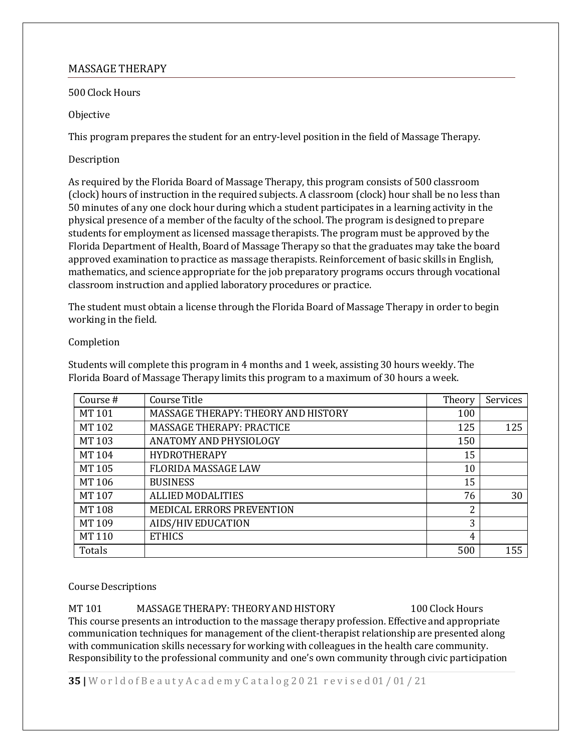## MASSAGE THERAPY

500 Clock Hours

Objective

This program prepares the student for an entry-level position in the field of Massage Therapy.

Description

As required by the Florida Board of Massage Therapy, this program consists of 500 classroom (clock) hours of instruction in the required subjects. A classroom (clock) hour shall be no less than 50 minutes of any one clock hour during which a student participates in a learning activity in the physical presence of a member of the faculty of the school. The program is designed to prepare students for employment as licensed massage therapists. The program must be approved by the Florida Department of Health, Board of Massage Therapy so that the graduates may take the board approved examination to practice as massage therapists. Reinforcement of basic skills in English, mathematics, and science appropriate for the job preparatory programs occurs through vocational classroom instruction and applied laboratory procedures or practice.

The student must obtain a license through the Florida Board of Massage Therapy in order to begin working in the field.

Completion

Students will complete this program in 4 months and 1 week, assisting 30 hours weekly. The Florida Board of Massage Therapy limits this program to a maximum of 30 hours a week.

| Course # | Course Title | Theory | Services |
|---|---|---|---|
| MT 101 | MASSAGE THERAPY: THEORY AND HISTORY | 100 | |
| MT 102 | MASSAGE THERAPY: PRACTICE | 125 | 125 |
| MT 103 | ANATOMY AND PHYSIOLOGY | 150 | |
| MT 104 | HYDROTHERAPY | 15 | |
| MT 105 | FLORIDA MASSAGE LAW | 10 | |
| MT 106 | BUSINESS | 15 | |
| MT 107 | ALLIED MODALITIES | 76 | 30 |
| MT 108 | MEDICAL ERRORS PREVENTION | 2 | |
| MT 109 | AIDS/HIV EDUCATION | 3 | |
| MT 110 | ETHICS | 4 | |
| Totals | | 500 | 155 |

Course Descriptions

MT 101 MASSAGE THERAPY: THEORY AND HISTORY 100 Clock Hours

This course presents an introduction to the massage therapy profession. Effective and appropriate communication techniques for management of the client-therapist relationship are presented along with communication skills necessary for working with colleagues in the health care community. Responsibility to the professional community and one's own community through civic participation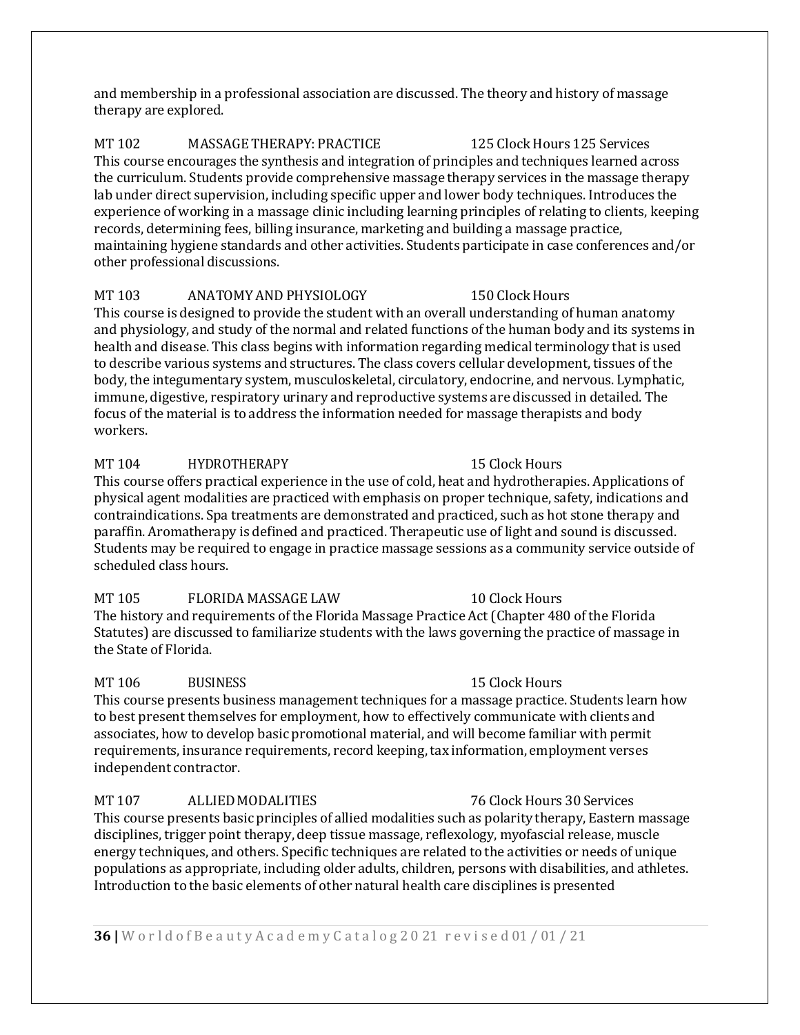and membership in a professional association are discussed. The theory and history of massage therapy are explored.

**MT 102 MASSAGE THERAPY: PRACTICE 125 Clock Hours 125 Services**

This course encourages the synthesis and integration of principles and techniques learned across the curriculum. Students provide comprehensive massage therapy services in the massage therapy lab under direct supervision, including specific upper and lower body techniques. Introduces the experience of working in a massage clinic including learning principles of relating to clients, keeping records, determining fees, billing insurance, marketing and building a massage practice, maintaining hygiene standards and other activities. Students participate in case conferences and/or other professional discussions.

**MT 103 ANATOMY AND PHYSIOLOGY 150 Clock Hours**

This course is designed to provide the student with an overall understanding of human anatomy and physiology, and study of the normal and related functions of the human body and its systems in health and disease. This class begins with information regarding medical terminology that is used to describe various systems and structures. The class covers cellular development, tissues of the body, the integumentary system, musculoskeletal, circulatory, endocrine, and nervous. Lymphatic, immune, digestive, respiratory urinary and reproductive systems are discussed in detailed. The focus of the material is to address the information needed for massage therapists and body workers.

**MT 104 HYDROTHERAPY 15 Clock Hours**

This course offers practical experience in the use of cold, heat and hydrotherapies. Applications of physical agent modalities are practiced with emphasis on proper technique, safety, indications and contraindications. Spa treatments are demonstrated and practiced, such as hot stone therapy and paraffin. Aromatherapy is defined and practiced. Therapeutic use of light and sound is discussed. Students may be required to engage in practice massage sessions as a community service outside of scheduled class hours.

**MT 105 FLORIDA MASSAGE LAW 10 Clock Hours**

The history and requirements of the Florida Massage Practice Act (Chapter 480 of the Florida Statutes) are discussed to familiarize students with the laws governing the practice of massage in the State of Florida.

**MT 106 BUSINESS 15 Clock Hours**

This course presents business management techniques for a massage practice. Students learn how to best present themselves for employment, how to effectively communicate with clients and associates, how to develop basic promotional material, and will become familiar with permit requirements, insurance requirements, record keeping, tax information, employment verses independent contractor.

**MT 107 ALLIED MODALITIES 76 Clock Hours 30 Services**

This course presents basic principles of allied modalities such as polarity therapy, Eastern massage disciplines, trigger point therapy, deep tissue massage, reflexology, myofascial release, muscle energy techniques, and others. Specific techniques are related to the activities or needs of unique populations as appropriate, including older adults, children, persons with disabilities, and athletes. Introduction to the basic elements of other natural health care disciplines is presented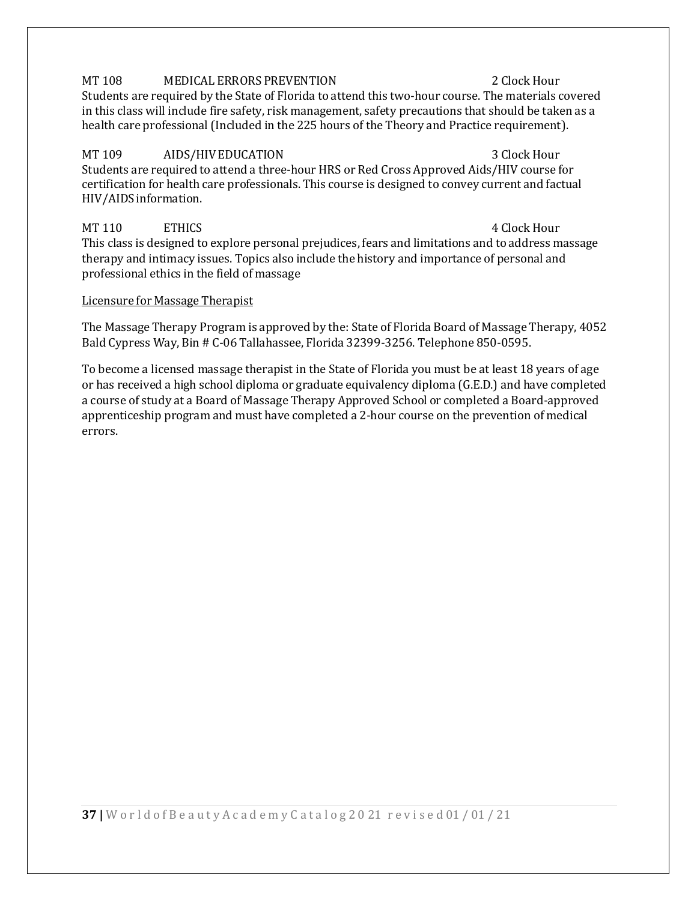MT 108 MEDICAL ERRORS PREVENTION 2 Clock Hour

Students are required by the State of Florida to attend this two-hour course. The materials covered in this class will include fire safety, risk management, safety precautions that should be taken as a health care professional (Included in the 225 hours of the Theory and Practice requirement).

MT 109 AIDS/HIV EDUCATION 3 Clock Hour

Students are required to attend a three-hour HRS or Red Cross Approved Aids/HIV course for certification for health care professionals. This course is designed to convey current and factual HIV/AIDS information.

MT 110 ETHICS 4 Clock Hour

This class is designed to explore personal prejudices, fears and limitations and to address massage therapy and intimacy issues. Topics also include the history and importance of personal and professional ethics in the field of massage

Licensure for Massage Therapist

The Massage Therapy Program is approved by the: State of Florida Board of Massage Therapy, 4052 Bald Cypress Way, Bin # C-06 Tallahassee, Florida 32399-3256. Telephone 850-0595.

To become a licensed massage therapist in the State of Florida you must be at least 18 years of age or has received a high school diploma or graduate equivalency diploma (G.E.D.) and have completed a course of study at a Board of Massage Therapy Approved School or completed a Board-approved apprenticeship program and must have completed a 2-hour course on the prevention of medical errors.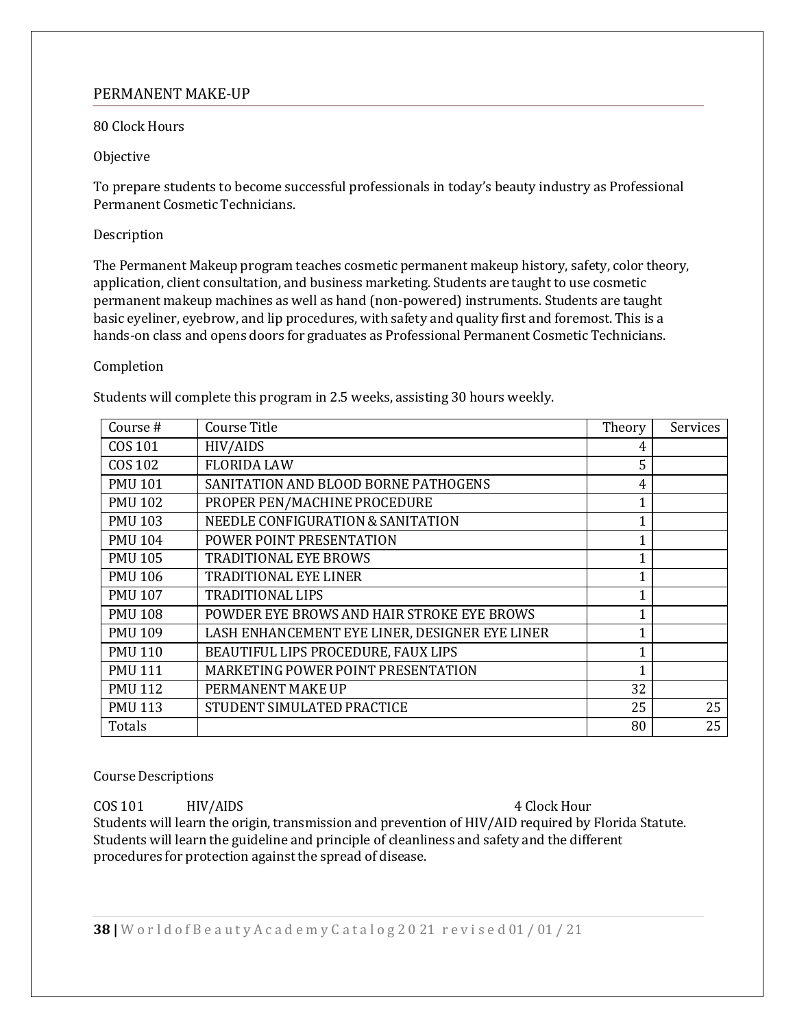## PERMANENT MAKE-UP

80 Clock Hours

Objective

To prepare students to become successful professionals in today's beauty industry as Professional Permanent Cosmetic Technicians.

Description

The Permanent Makeup program teaches cosmetic permanent makeup history, safety, color theory, application, client consultation, and business marketing. Students are taught to use cosmetic permanent makeup machines as well as hand (non-powered) instruments. Students are taught basic eyeliner, eyebrow, and lip procedures, with safety and quality first and foremost. This is a hands-on class and opens doors for graduates as Professional Permanent Cosmetic Technicians.

Completion

Students will complete this program in 2.5 weeks, assisting 30 hours weekly.

| Course # | Course Title | Theory | Services |
|---|---|---|---|
| COS 101 | HIV/AIDS | 4 | |
| COS 102 | FLORIDA LAW | 5 | |
| PMU 101 | SANITATION AND BLOOD BORNE PATHOGENS | 4 | |
| PMU 102 | PROPER PEN/MACHINE PROCEDURE | 1 | |
| PMU 103 | NEEDLE CONFIGURATION & SANITATION | 1 | |
| PMU 104 | POWER POINT PRESENTATION | 1 | |
| PMU 105 | TRADITIONAL EYE BROWS | 1 | |
| PMU 106 | TRADITIONAL EYE LINER | 1 | |
| PMU 107 | TRADITIONAL LIPS | 1 | |
| PMU 108 | POWDER EYE BROWS AND HAIR STROKE EYE BROWS | 1 | |
| PMU 109 | LASH ENHANCEMENT EYE LINER, DESIGNER EYE LINER | 1 | |
| PMU 110 | BEAUTIFUL LIPS PROCEDURE, FAUX LIPS | 1 | |
| PMU 111 | MARKETING POWER POINT PRESENTATION | 1 | |
| PMU 112 | PERMANENT MAKE UP | 32 | |
| PMU 113 | STUDENT SIMULATED PRACTICE | 25 | 25 |
| Totals | | 80 | 25 |

Course Descriptions

COS 101 HIV/AIDS 4 Clock Hour

Students will learn the origin, transmission and prevention of HIV/AID required by Florida Statute. Students will learn the guideline and principle of cleanliness and safety and the different procedures for protection against the spread of disease.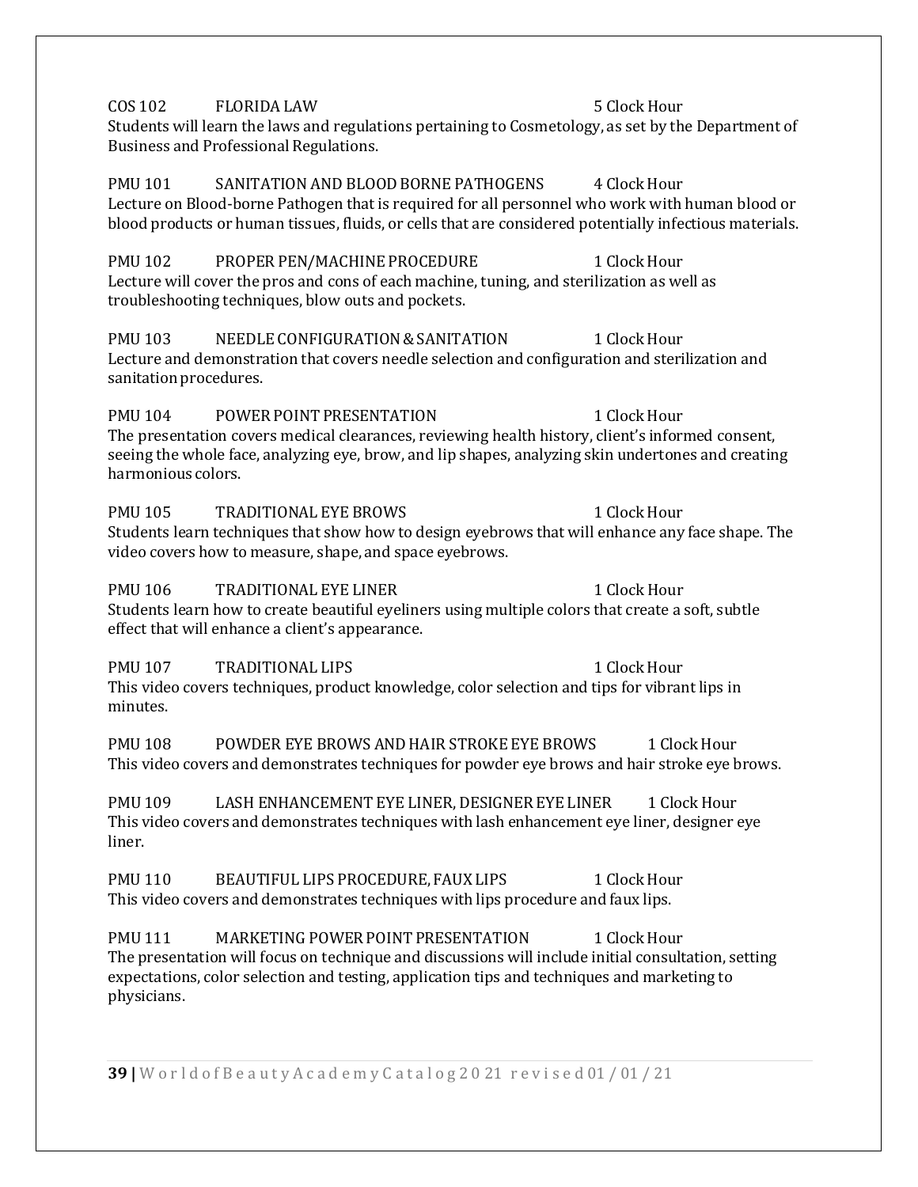COS 102 FLORIDA LAW 5 Clock Hour
Students will learn the laws and regulations pertaining to Cosmetology, as set by the Department of Business and Professional Regulations.

PMU 101 SANITATION AND BLOOD BORNE PATHOGENS 4 Clock Hour
Lecture on Blood-borne Pathogen that is required for all personnel who work with human blood or blood products or human tissues, fluids, or cells that are considered potentially infectious materials.

PMU 102 PROPER PEN/MACHINE PROCEDURE 1 Clock Hour
Lecture will cover the pros and cons of each machine, tuning, and sterilization as well as troubleshooting techniques, blow outs and pockets.

PMU 103 NEEDLE CONFIGURATION & SANITATION 1 Clock Hour
Lecture and demonstration that covers needle selection and configuration and sterilization and sanitation procedures.

PMU 104 POWER POINT PRESENTATION 1 Clock Hour
The presentation covers medical clearances, reviewing health history, client's informed consent, seeing the whole face, analyzing eye, brow, and lip shapes, analyzing skin undertones and creating harmonious colors.

PMU 105 TRADITIONAL EYE BROWS 1 Clock Hour
Students learn techniques that show how to design eyebrows that will enhance any face shape. The video covers how to measure, shape, and space eyebrows.

PMU 106 TRADITIONAL EYE LINER 1 Clock Hour
Students learn how to create beautiful eyeliners using multiple colors that create a soft, subtle effect that will enhance a client's appearance.

PMU 107 TRADITIONAL LIPS 1 Clock Hour
This video covers techniques, product knowledge, color selection and tips for vibrant lips in minutes.

PMU 108 POWDER EYE BROWS AND HAIR STROKE EYE BROWS 1 Clock Hour
This video covers and demonstrates techniques for powder eye brows and hair stroke eye brows.

PMU 109 LASH ENHANCEMENT EYE LINER, DESIGNER EYE LINER 1 Clock Hour
This video covers and demonstrates techniques with lash enhancement eye liner, designer eye liner.

PMU 110 BEAUTIFUL LIPS PROCEDURE, FAUX LIPS 1 Clock Hour
This video covers and demonstrates techniques with lips procedure and faux lips.

PMU 111 MARKETING POWER POINT PRESENTATION 1 Clock Hour
The presentation will focus on technique and discussions will include initial consultation, setting expectations, color selection and testing, application tips and techniques and marketing to physicians.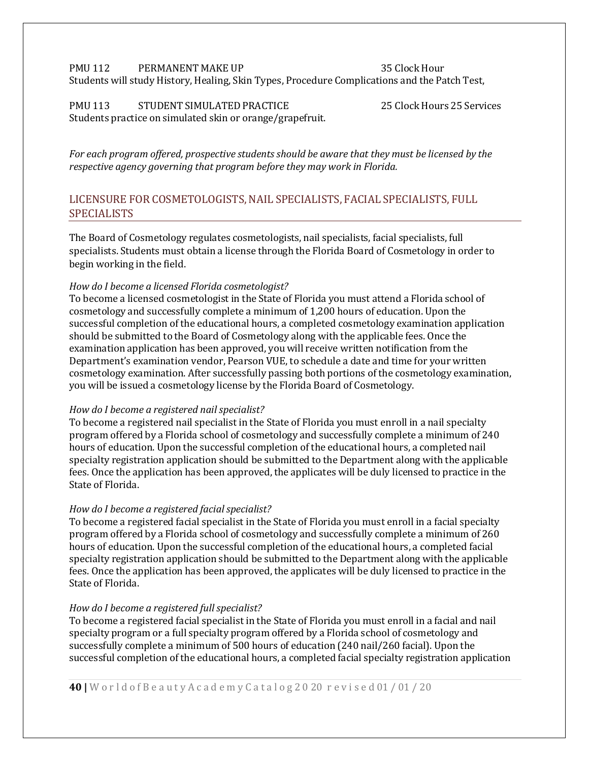PMU 112 PERMANENT MAKE UP 35 Clock Hour

Students will study History, Healing, Skin Types, Procedure Complications and the Patch Test,

PMU 113 STUDENT SIMULATED PRACTICE 25 Clock Hours 25 Services

Students practice on simulated skin or orange/grapefruit.

*For each program offered, prospective students should be aware that they must be licensed by the respective agency governing that program before they may work in Florida.*

## LICENSURE FOR COSMETOLOGISTS, NAIL SPECIALISTS, FACIAL SPECIALISTS, FULL SPECIALISTS

The Board of Cosmetology regulates cosmetologists, nail specialists, facial specialists, full specialists. Students must obtain a license through the Florida Board of Cosmetology in order to begin working in the field.

*How do I become a licensed Florida cosmetologist?*

To become a licensed cosmetologist in the State of Florida you must attend a Florida school of cosmetology and successfully complete a minimum of 1,200 hours of education. Upon the successful completion of the educational hours, a completed cosmetology examination application should be submitted to the Board of Cosmetology along with the applicable fees. Once the examination application has been approved, you will receive written notification from the Department's examination vendor, Pearson VUE, to schedule a date and time for your written cosmetology examination. After successfully passing both portions of the cosmetology examination, you will be issued a cosmetology license by the Florida Board of Cosmetology.

*How do I become a registered nail specialist?*

To become a registered nail specialist in the State of Florida you must enroll in a nail specialty program offered by a Florida school of cosmetology and successfully complete a minimum of 240 hours of education. Upon the successful completion of the educational hours, a completed nail specialty registration application should be submitted to the Department along with the applicable fees. Once the application has been approved, the applicates will be duly licensed to practice in the State of Florida.

*How do I become a registered facial specialist?*

To become a registered facial specialist in the State of Florida you must enroll in a facial specialty program offered by a Florida school of cosmetology and successfully complete a minimum of 260 hours of education. Upon the successful completion of the educational hours, a completed facial specialty registration application should be submitted to the Department along with the applicable fees. Once the application has been approved, the applicates will be duly licensed to practice in the State of Florida.

*How do I become a registered full specialist?*

To become a registered facial specialist in the State of Florida you must enroll in a facial and nail specialty program or a full specialty program offered by a Florida school of cosmetology and successfully complete a minimum of 500 hours of education (240 nail/260 facial). Upon the successful completion of the educational hours, a completed facial specialty registration application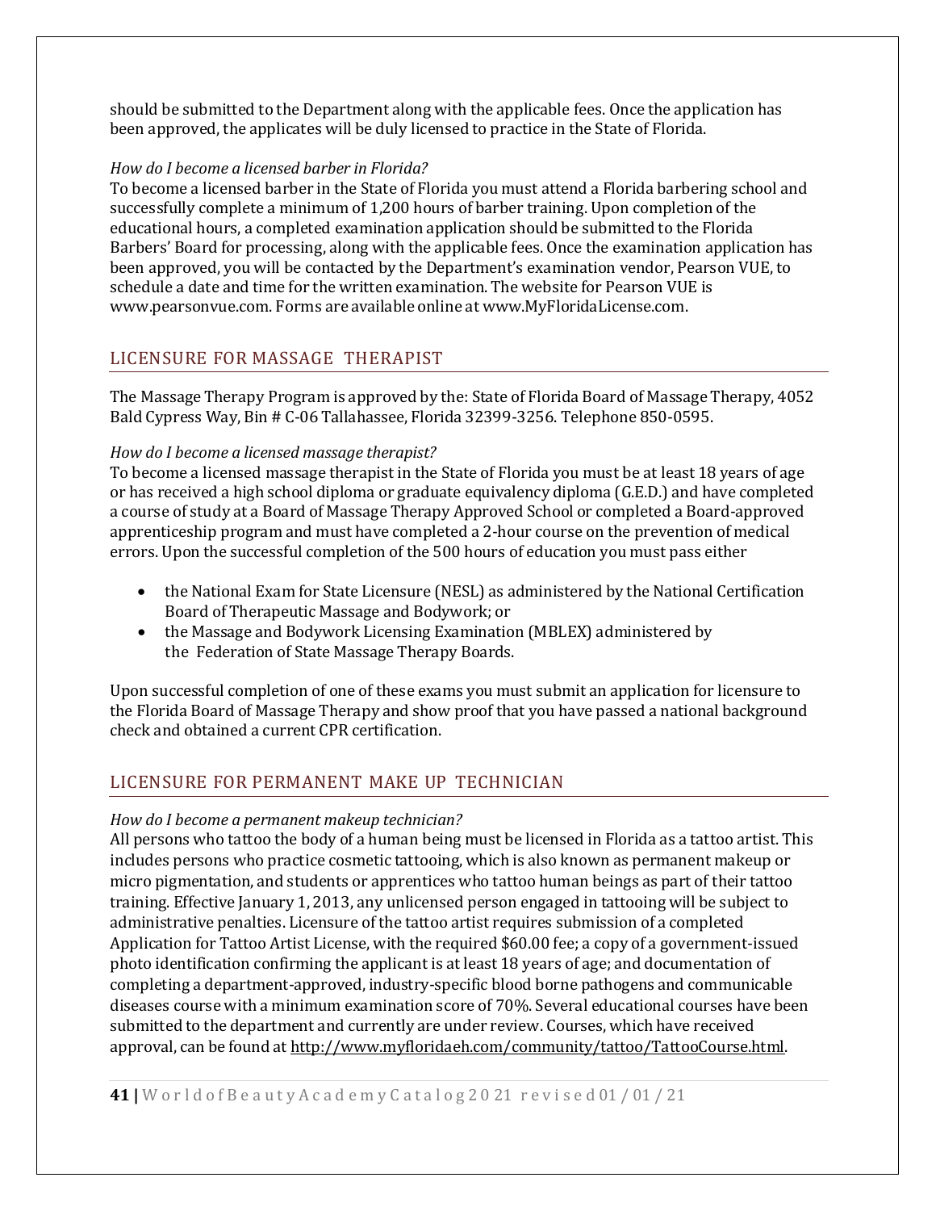should be submitted to the Department along with the applicable fees. Once the application has been approved, the applicates will be duly licensed to practice in the State of Florida.

*How do I become a licensed barber in Florida?*
To become a licensed barber in the State of Florida you must attend a Florida barbering school and successfully complete a minimum of 1,200 hours of barber training. Upon completion of the educational hours, a completed examination application should be submitted to the Florida Barbers' Board for processing, along with the applicable fees. Once the examination application has been approved, you will be contacted by the Department's examination vendor, Pearson VUE, to schedule a date and time for the written examination. The website for Pearson VUE is www.pearsonvue.com. Forms are available online at www.MyFloridaLicense.com.

## LICENSURE FOR MASSAGE THERAPIST

The Massage Therapy Program is approved by the: State of Florida Board of Massage Therapy, 4052 Bald Cypress Way, Bin # C-06 Tallahassee, Florida 32399-3256. Telephone 850-0595.

*How do I become a licensed massage therapist?*
To become a licensed massage therapist in the State of Florida you must be at least 18 years of age or has received a high school diploma or graduate equivalency diploma (G.E.D.) and have completed a course of study at a Board of Massage Therapy Approved School or completed a Board-approved apprenticeship program and must have completed a 2-hour course on the prevention of medical errors. Upon the successful completion of the 500 hours of education you must pass either

- the National Exam for State Licensure (NESL) as administered by the National Certification Board of Therapeutic Massage and Bodywork; or
- the Massage and Bodywork Licensing Examination (MBLEX) administered by the Federation of State Massage Therapy Boards.

Upon successful completion of one of these exams you must submit an application for licensure to the Florida Board of Massage Therapy and show proof that you have passed a national background check and obtained a current CPR certification.

## LICENSURE FOR PERMANENT MAKE UP TECHNICIAN

*How do I become a permanent makeup technician?*
All persons who tattoo the body of a human being must be licensed in Florida as a tattoo artist. This includes persons who practice cosmetic tattooing, which is also known as permanent makeup or micro pigmentation, and students or apprentices who tattoo human beings as part of their tattoo training. Effective January 1, 2013, any unlicensed person engaged in tattooing will be subject to administrative penalties. Licensure of the tattoo artist requires submission of a completed Application for Tattoo Artist License, with the required $60.00 fee; a copy of a government-issued photo identification confirming the applicant is at least 18 years of age; and documentation of completing a department-approved, industry-specific blood borne pathogens and communicable diseases course with a minimum examination score of 70%. Several educational courses have been submitted to the department and currently are under review. Courses, which have received approval, can be found at http://www.myfloridaeh.com/community/tattoo/TattooCourse.html.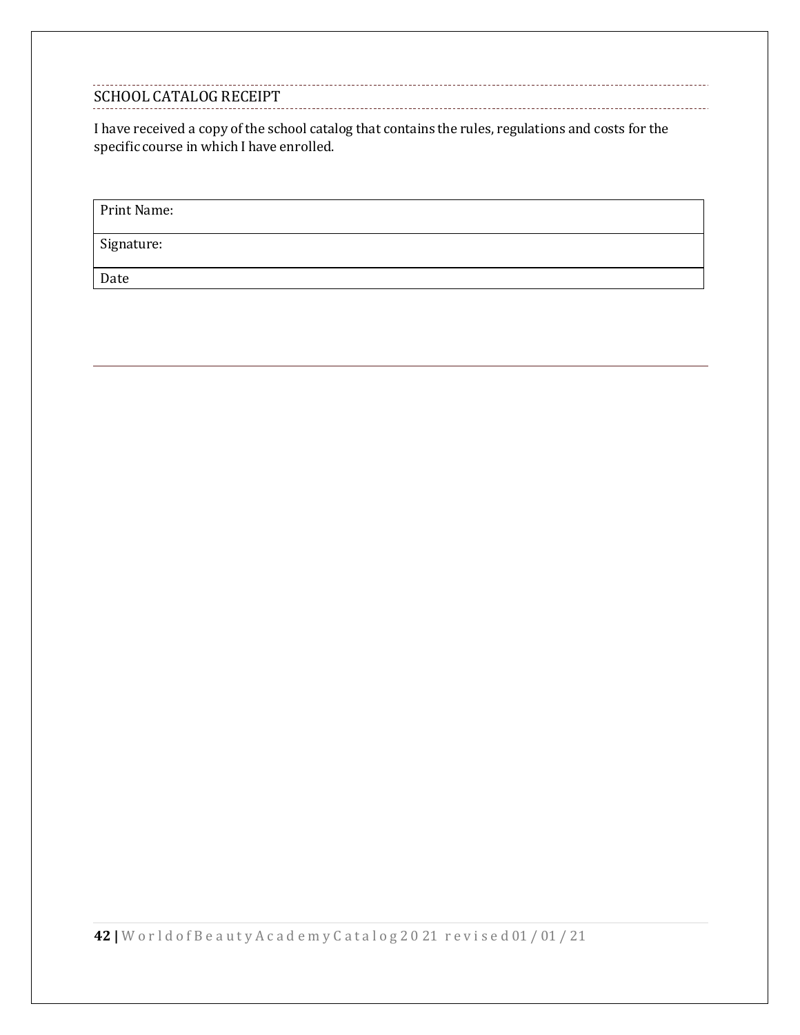## SCHOOL CATALOG RECEIPT

I have received a copy of the school catalog that contains the rules, regulations and costs for the specific course in which I have enrolled.

| |
|---|
| Print Name: |
| Signature: |
| Date |